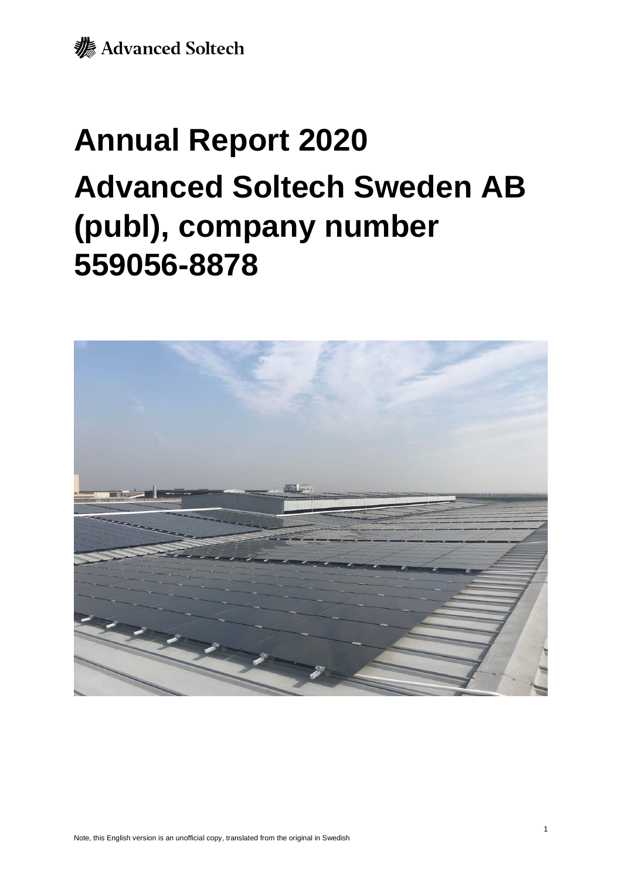Advanced Soltech

# Annual Report 2020

# Advanced Soltech Sweden AB (publ), company number 559056-8878

Note, this English version is an unofficial copy, translated from the original in Swedish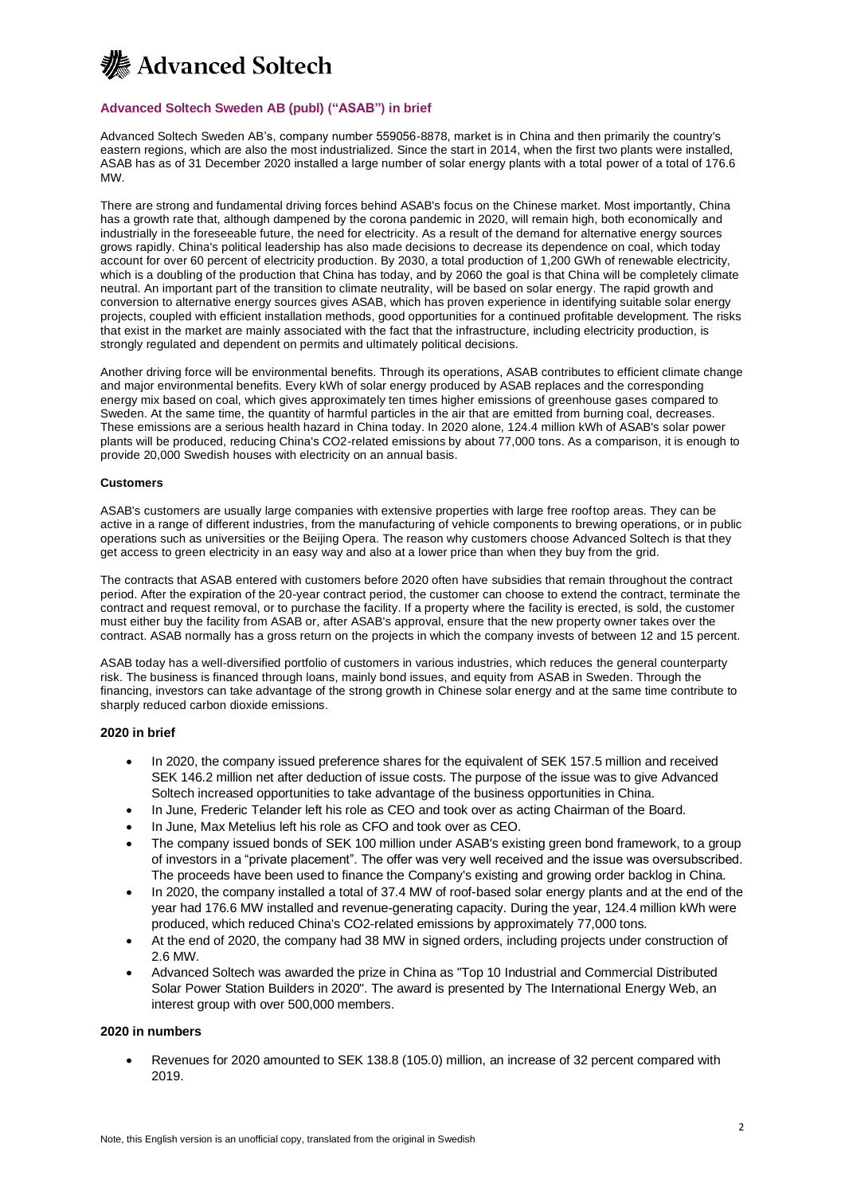## Advanced Soltech Sweden AB (publ) ("ASAB") in brief

Advanced Soltech Sweden AB's, company number 559056-8878, market is in China and then primarily the country's eastern regions, which are also the most industrialized. Since the start in 2014, when the first two plants were installed, ASAB has as of 31 December 2020 installed a large number of solar energy plants with a total power of a total of 176.6 MW.

There are strong and fundamental driving forces behind ASAB's focus on the Chinese market. Most importantly, China has a growth rate that, although dampened by the corona pandemic in 2020, will remain high, both economically and industrially in the foreseeable future, the need for electricity. As a result of the demand for alternative energy sources grows rapidly. China's political leadership has also made decisions to decrease its dependence on coal, which today account for over 60 percent of electricity production. By 2030, a total production of 1,200 GWh of renewable electricity, which is a doubling of the production that China has today, and by 2060 the goal is that China will be completely climate neutral. An important part of the transition to climate neutrality, will be based on solar energy. The rapid growth and conversion to alternative energy sources gives ASAB, which has proven experience in identifying suitable solar energy projects, coupled with efficient installation methods, good opportunities for a continued profitable development. The risks that exist in the market are mainly associated with the fact that the infrastructure, including electricity production, is strongly regulated and dependent on permits and ultimately political decisions.

Another driving force will be environmental benefits. Through its operations, ASAB contributes to efficient climate change and major environmental benefits. Every kWh of solar energy produced by ASAB replaces and the corresponding energy mix based on coal, which gives approximately ten times higher emissions of greenhouse gases compared to Sweden. At the same time, the quantity of harmful particles in the air that are emitted from burning coal, decreases. These emissions are a serious health hazard in China today. In 2020 alone, 124.4 million kWh of ASAB's solar power plants will be produced, reducing China's $CO_2$-related emissions by about 77,000 tons. As a comparison, it is enough to provide 20,000 Swedish houses with electricity on an annual basis.

**Customers**

ASAB's customers are usually large companies with extensive properties with large free rooftop areas. They can be active in a range of different industries, from the manufacturing of vehicle components to brewing operations, or in public operations such as universities or the Beijing Opera. The reason why customers choose Advanced Soltech is that they get access to green electricity in an easy way and also at a lower price than when they buy from the grid.

The contracts that ASAB entered with customers before 2020 often have subsidies that remain throughout the contract period. After the expiration of the 20-year contract period, the customer can choose to extend the contract, terminate the contract and request removal, or to purchase the facility. If a property where the facility is erected, is sold, the customer must either buy the facility from ASAB or, after ASAB's approval, ensure that the new property owner takes over the contract. ASAB normally has a gross return on the projects in which the company invests of between 12 and 15 percent.

ASAB today has a well-diversified portfolio of customers in various industries, which reduces the general counterparty risk. The business is financed through loans, mainly bond issues, and equity from ASAB in Sweden. Through the financing, investors can take advantage of the strong growth in Chinese solar energy and at the same time contribute to sharply reduced carbon dioxide emissions.

### 2020 in brief

- In 2020, the company issued preference shares for the equivalent of SEK 157.5 million and received SEK 146.2 million net after deduction of issue costs. The purpose of the issue was to give Advanced Soltech increased opportunities to take advantage of the business opportunities in China.
- In June, Frederic Telander left his role as CEO and took over as acting Chairman of the Board.
- In June, Max Metelius left his role as CFO and took over as CEO.
- The company issued bonds of SEK 100 million under ASAB's existing green bond framework, to a group of investors in a "private placement". The offer was very well received and the issue was oversubscribed. The proceeds have been used to finance the Company's existing and growing order backlog in China.
- In 2020, the company installed a total of 37.4 MW of roof-based solar energy plants and at the end of the year had 176.6 MW installed and revenue-generating capacity. During the year, 124.4 million kWh were produced, which reduced China's $CO_2$-related emissions by approximately 77,000 tons.
- At the end of 2020, the company had 38 MW in signed orders, including projects under construction of 2.6 MW.
- Advanced Soltech was awarded the prize in China as "Top 10 Industrial and Commercial Distributed Solar Power Station Builders in 2020". The award is presented by The International Energy Web, an interest group with over 500,000 members.

### 2020 in numbers

- Revenues for 2020 amounted to SEK 138.8 (105.0) million, an increase of 32 percent compared with 2019.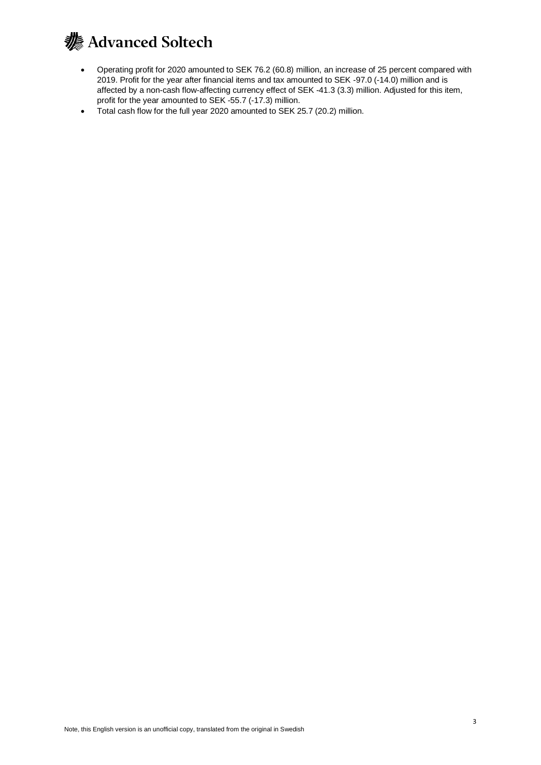- Operating profit for 2020 amounted to SEK 76.2 (60.8) million, an increase of 25 percent compared with 2019. Profit for the year after financial items and tax amounted to SEK -97.0 (-14.0) million and is affected by a non-cash flow-affecting currency effect of SEK -41.3 (3.3) million. Adjusted for this item, profit for the year amounted to SEK -55.7 (-17.3) million.
- Total cash flow for the full year 2020 amounted to SEK 25.7 (20.2) million.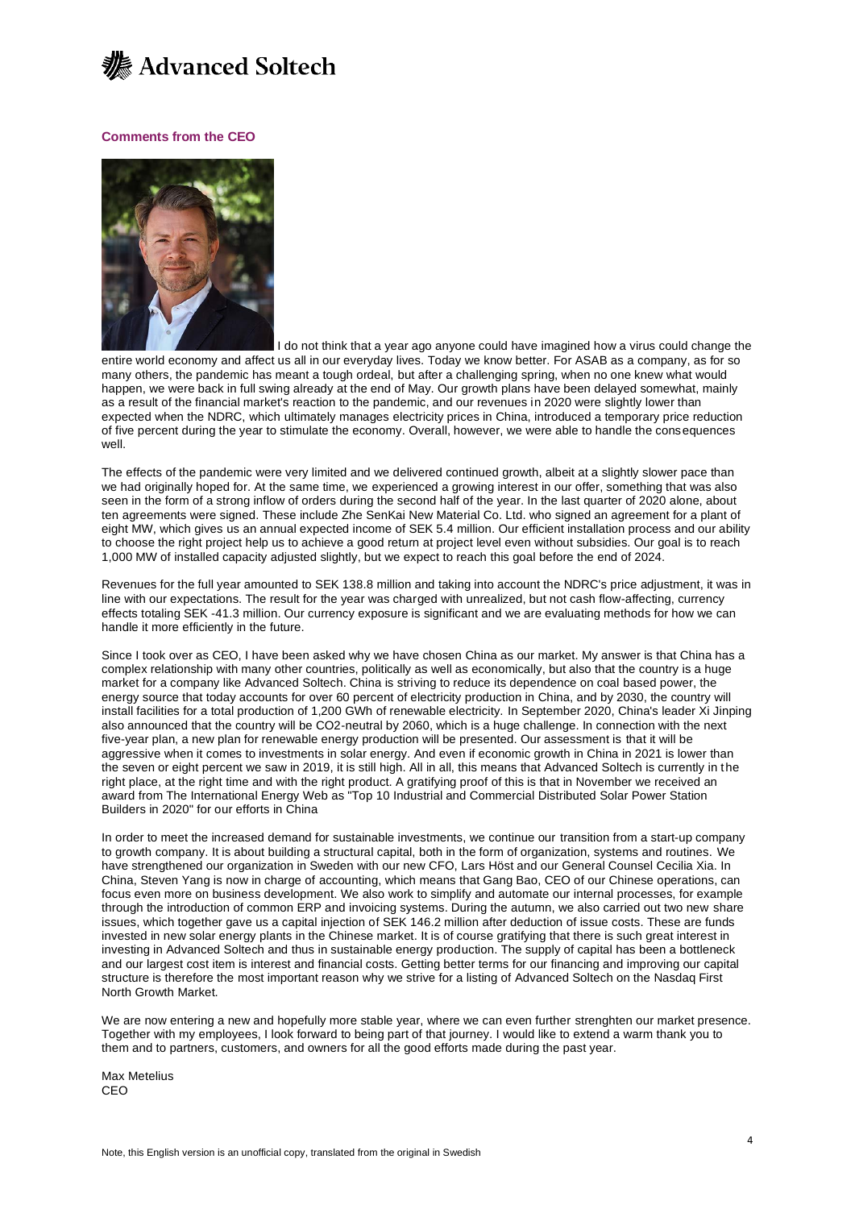## Comments from the CEO

I do not think that a year ago anyone could have imagined how a virus could change the entire world economy and affect us all in our everyday lives. Today we know better. For ASAB as a company, as for so many others, the pandemic has meant a tough ordeal, but after a challenging spring, when no one knew what would happen, we were back in full swing already at the end of May. Our growth plans have been delayed somewhat, mainly as a result of the financial market's reaction to the pandemic, and our revenues in 2020 were slightly lower than expected when the NDRC, which ultimately manages electricity prices in China, introduced a temporary price reduction of five percent during the year to stimulate the economy. Overall, however, we were able to handle the consequences well.

The effects of the pandemic were very limited and we delivered continued growth, albeit at a slightly slower pace than we had originally hoped for. At the same time, we experienced a growing interest in our offer, something that was also seen in the form of a strong inflow of orders during the second half of the year. In the last quarter of 2020 alone, about ten agreements were signed. These include Zhe SenKai New Material Co. Ltd. who signed an agreement for a plant of eight MW, which gives us an annual expected income of SEK 5.4 million. Our efficient installation process and our ability to choose the right project help us to achieve a good return at project level even without subsidies. Our goal is to reach 1,000 MW of installed capacity adjusted slightly, but we expect to reach this goal before the end of 2024.

Revenues for the full year amounted to SEK 138.8 million and taking into account the NDRC's price adjustment, it was in line with our expectations. The result for the year was charged with unrealized, but not cash flow-affecting, currency effects totaling SEK -41.3 million. Our currency exposure is significant and we are evaluating methods for how we can handle it more efficiently in the future.

Since I took over as CEO, I have been asked why we have chosen China as our market. My answer is that China has a complex relationship with many other countries, politically as well as economically, but also that the country is a huge market for a company like Advanced Soltech. China is striving to reduce its dependence on coal based power, the energy source that today accounts for over 60 percent of electricity production in China, and by 2030, the country will install facilities for a total production of 1,200 GWh of renewable electricity. In September 2020, China's leader Xi Jinping also announced that the country will be CO2-neutral by 2060, which is a huge challenge. In connection with the next five-year plan, a new plan for renewable energy production will be presented. Our assessment is that it will be aggressive when it comes to investments in solar energy. And even if economic growth in China in 2021 is lower than the seven or eight percent we saw in 2019, it is still high. All in all, this means that Advanced Soltech is currently in the right place, at the right time and with the right product. A gratifying proof of this is that in November we received an award from The International Energy Web as "Top 10 Industrial and Commercial Distributed Solar Power Station Builders in 2020" for our efforts in China

In order to meet the increased demand for sustainable investments, we continue our transition from a start-up company to growth company. It is about building a structural capital, both in the form of organization, systems and routines. We have strengthened our organization in Sweden with our new CFO, Lars Höst and our General Counsel Cecilia Xia. In China, Steven Yang is now in charge of accounting, which means that Gang Bao, CEO of our Chinese operations, can focus even more on business development. We also work to simplify and automate our internal processes, for example through the introduction of common ERP and invoicing systems. During the autumn, we also carried out two new share issues, which together gave us a capital injection of SEK 146.2 million after deduction of issue costs. These are funds invested in new solar energy plants in the Chinese market. It is of course gratifying that there is such great interest in investing in Advanced Soltech and thus in sustainable energy production. The supply of capital has been a bottleneck and our largest cost item is interest and financial costs. Getting better terms for our financing and improving our capital structure is therefore the most important reason why we strive for a listing of Advanced Soltech on the Nasdaq First North Growth Market.

We are now entering a new and hopefully more stable year, where we can even further strenghten our market presence. Together with my employees, I look forward to being part of that journey. I would like to extend a warm thank you to them and to partners, customers, and owners for all the good efforts made during the past year.

Max Metelius
CEO

Note, this English version is an unofficial copy, translated from the original in Swedish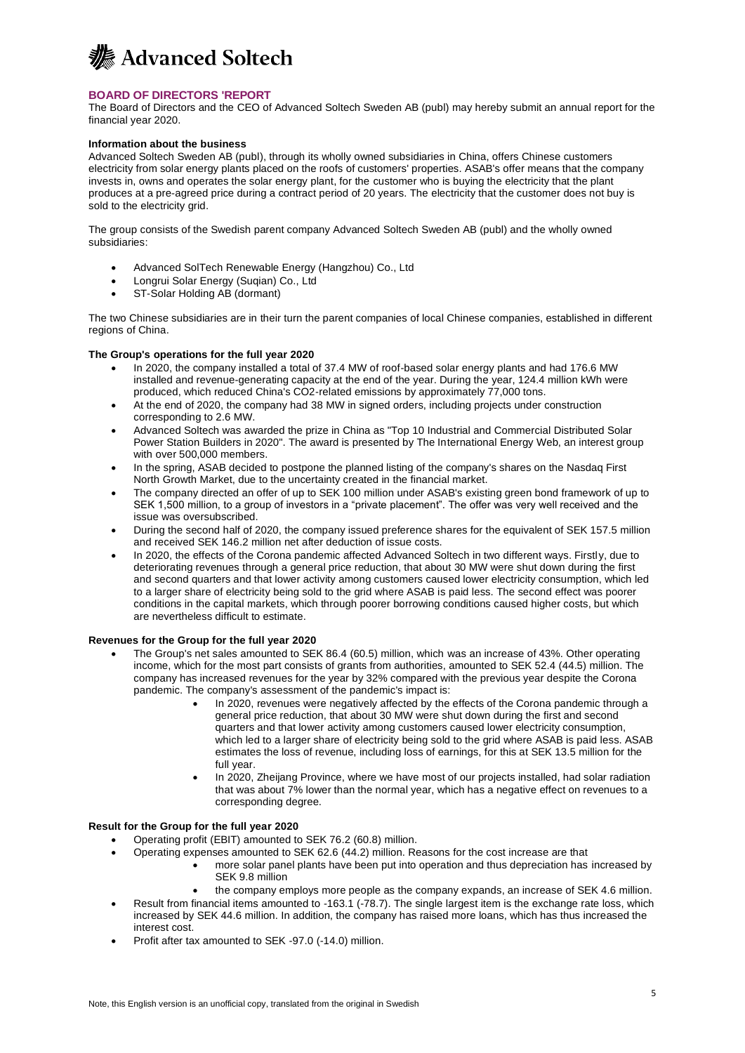# Advanced Soltech

## BOARD OF DIRECTORS 'REPORT

The Board of Directors and the CEO of Advanced Soltech Sweden AB (publ) may hereby submit an annual report for the financial year 2020.

**Information about the business**

Advanced Soltech Sweden AB (publ), through its wholly owned subsidiaries in China, offers Chinese customers electricity from solar energy plants placed on the roofs of customers' properties. ASAB's offer means that the company invests in, owns and operates the solar energy plant, for the customer who is buying the electricity that the plant produces at a pre-agreed price during a contract period of 20 years. The electricity that the customer does not buy is sold to the electricity grid.

The group consists of the Swedish parent company Advanced Soltech Sweden AB (publ) and the wholly owned subsidiaries:

- Advanced SolTech Renewable Energy (Hangzhou) Co., Ltd
- Longrui Solar Energy (Suqian) Co., Ltd
- ST-Solar Holding AB (dormant)

The two Chinese subsidiaries are in their turn the parent companies of local Chinese companies, established in different regions of China.

**The Group's operations for the full year 2020**

- In 2020, the company installed a total of 37.4 MW of roof-based solar energy plants and had 176.6 MW installed and revenue-generating capacity at the end of the year. During the year, 124.4 million kWh were produced, which reduced China's $CO_2$-related emissions by approximately 77,000 tons.
- At the end of 2020, the company had 38 MW in signed orders, including projects under construction corresponding to 2.6 MW.
- Advanced Soltech was awarded the prize in China as "Top 10 Industrial and Commercial Distributed Solar Power Station Builders in 2020". The award is presented by The International Energy Web, an interest group with over 500,000 members.
- In the spring, ASAB decided to postpone the planned listing of the company's shares on the Nasdaq First North Growth Market, due to the uncertainty created in the financial market.
- The company directed an offer of up to SEK 100 million under ASAB's existing green bond framework of up to SEK 1,500 million, to a group of investors in a "private placement". The offer was very well received and the issue was oversubscribed.
- During the second half of 2020, the company issued preference shares for the equivalent of SEK 157.5 million and received SEK 146.2 million net after deduction of issue costs.
- In 2020, the effects of the Corona pandemic affected Advanced Soltech in two different ways. Firstly, due to deteriorating revenues through a general price reduction, that about 30 MW were shut down during the first and second quarters and that lower activity among customers caused lower electricity consumption, which led to a larger share of electricity being sold to the grid where ASAB is paid less. The second effect was poorer conditions in the capital markets, which through poorer borrowing conditions caused higher costs, but which are nevertheless difficult to estimate.

**Revenues for the Group for the full year 2020**

- The Group's net sales amounted to SEK 86.4 (60.5) million, which was an increase of 43%. Other operating income, which for the most part consists of grants from authorities, amounted to SEK 52.4 (44.5) million. The company has increased revenues for the year by 32% compared with the previous year despite the Corona pandemic. The company's assessment of the pandemic's impact is:
    - In 2020, revenues were negatively affected by the effects of the Corona pandemic through a general price reduction, that about 30 MW were shut down during the first and second quarters and that lower activity among customers caused lower electricity consumption, which led to a larger share of electricity being sold to the grid where ASAB is paid less. ASAB estimates the loss of revenue, including loss of earnings, for this at SEK 13.5 million for the full year.
    - In 2020, Zheijang Province, where we have most of our projects installed, had solar radiation that was about 7% lower than the normal year, which has a negative effect on revenues to a corresponding degree.

**Result for the Group for the full year 2020**

- Operating profit (EBIT) amounted to SEK 76.2 (60.8) million.
- Operating expenses amounted to SEK 62.6 (44.2) million. Reasons for the cost increase are that
    - more solar panel plants have been put into operation and thus depreciation has increased by SEK 9.8 million
    - the company employs more people as the company expands, an increase of SEK 4.6 million.
- Result from financial items amounted to -163.1 (-78.7). The single largest item is the exchange rate loss, which increased by SEK 44.6 million. In addition, the company has raised more loans, which has thus increased the interest cost.
- Profit after tax amounted to SEK -97.0 (-14.0) million.

Note, this English version is an unofficial copy, translated from the original in Swedish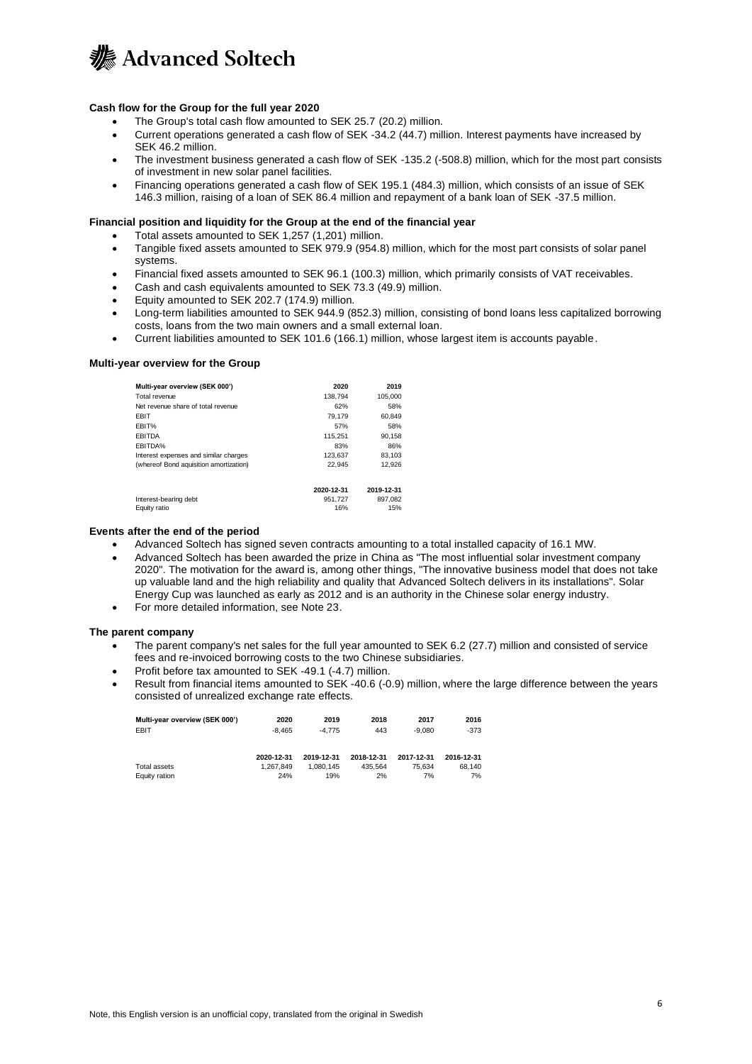**Cash flow for the Group for the full year 2020**

- The Group's total cash flow amounted to SEK 25.7 (20.2) million.
- Current operations generated a cash flow of SEK -34.2 (44.7) million. Interest payments have increased by SEK 46.2 million.
- The investment business generated a cash flow of SEK -135.2 (-508.8) million, which for the most part consists of investment in new solar panel facilities.
- Financing operations generated a cash flow of SEK 195.1 (484.3) million, which consists of an issue of SEK 146.3 million, raising of a loan of SEK 86.4 million and repayment of a bank loan of SEK -37.5 million.

**Financial position and liquidity for the Group at the end of the financial year**

- Total assets amounted to SEK 1,257 (1,201) million.
- Tangible fixed assets amounted to SEK 979.9 (954.8) million, which for the most part consists of solar panel systems.
- Financial fixed assets amounted to SEK 96.1 (100.3) million, which primarily consists of VAT receivables.
- Cash and cash equivalents amounted to SEK 73.3 (49.9) million.
- Equity amounted to SEK 202.7 (174.9) million.
- Long-term liabilities amounted to SEK 944.9 (852.3) million, consisting of bond loans less capitalized borrowing costs, loans from the two main owners and a small external loan.
- Current liabilities amounted to SEK 101.6 (166.1) million, whose largest item is accounts payable.

**Multi-year overview for the Group**

| Multi-year overview (SEK 000') | 2020 | 2019 |
|---|---|---|
| Total revenue | 138,794 | 105,000 |
| Net revenue share of total revenue | 62% | 58% |
| EBIT | 79,179 | 60,849 |
| EBIT% | 57% | 58% |
| EBITDA | 115,251 | 90,158 |
| EBITDA% | 83% | 86% |
| Interest expenses and similar charges | 123,637 | 83,103 |
| (whereof Bond aquisition amortization) | 22,945 | 12,926 |
| | **2020-12-31** | **2019-12-31** |
| Interest-bearing debt | 951,727 | 897,082 |
| Equity ratio | 16% | 15% |

**Events after the end of the period**

- Advanced Soltech has signed seven contracts amounting to a total installed capacity of 16.1 MW.
- Advanced Soltech has been awarded the prize in China as "The most influential solar investment company 2020". The motivation for the award is, among other things, "The innovative business model that does not take up valuable land and the high reliability and quality that Advanced Soltech delivers in its installations". Solar Energy Cup was launched as early as 2012 and is an authority in the Chinese solar energy industry.
- For more detailed information, see Note 23.

**The parent company**

- The parent company's net sales for the full year amounted to SEK 6.2 (27.7) million and consisted of service fees and re-invoiced borrowing costs to the two Chinese subsidiaries.
- Profit before tax amounted to SEK -49.1 (-4.7) million.
- Result from financial items amounted to SEK -40.6 (-0.9) million, where the large difference between the years consisted of unrealized exchange rate effects.

| Multi-year overview (SEK 000') | 2020 | 2019 | 2018 | 2017 | 2016 |
|---|---|---|---|---|---|
| EBIT | -8,465 | -4,775 | 443 | -9,080 | -373 |
| | **2020-12-31** | **2019-12-31** | **2018-12-31** | **2017-12-31** | **2016-12-31** |
| Total assets | 1,267,849 | 1,080,145 | 435,564 | 75,634 | 68,140 |
| Equity ration | 24% | 19% | 2% | 7% | 7% |

Note, this English version is an unofficial copy, translated from the original in Swedish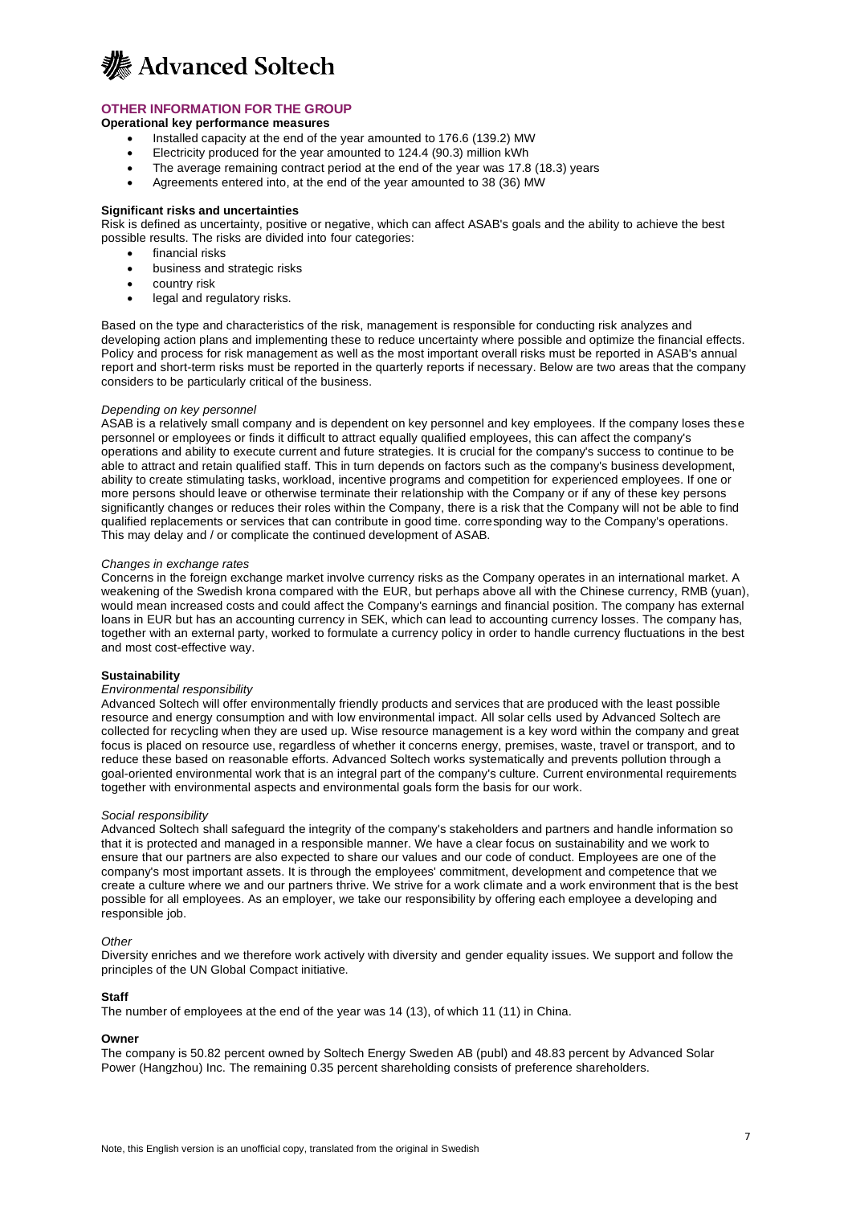## OTHER INFORMATION FOR THE GROUP

**Operational key performance measures**

- Installed capacity at the end of the year amounted to 176.6 (139.2) MW
- Electricity produced for the year amounted to 124.4 (90.3) million kWh
- The average remaining contract period at the end of the year was 17.8 (18.3) years
- Agreements entered into, at the end of the year amounted to 38 (36) MW

**Significant risks and uncertainties**

Risk is defined as uncertainty, positive or negative, which can affect ASAB's goals and the ability to achieve the best possible results. The risks are divided into four categories:

- financial risks
- business and strategic risks
- country risk
- legal and regulatory risks.

Based on the type and characteristics of the risk, management is responsible for conducting risk analyzes and developing action plans and implementing these to reduce uncertainty where possible and optimize the financial effects. Policy and process for risk management as well as the most important overall risks must be reported in ASAB's annual report and short-term risks must be reported in the quarterly reports if necessary. Below are two areas that the company considers to be particularly critical of the business.

*Depending on key personnel*

ASAB is a relatively small company and is dependent on key personnel and key employees. If the company loses these personnel or employees or finds it difficult to attract equally qualified employees, this can affect the company's operations and ability to execute current and future strategies. It is crucial for the company's success to continue to be able to attract and retain qualified staff. This in turn depends on factors such as the company's business development, ability to create stimulating tasks, workload, incentive programs and competition for experienced employees. If one or more persons should leave or otherwise terminate their relationship with the Company or if any of these key persons significantly changes or reduces their roles within the Company, there is a risk that the Company will not be able to find qualified replacements or services that can contribute in good time. corresponding way to the Company's operations. This may delay and / or complicate the continued development of ASAB.

*Changes in exchange rates*

Concerns in the foreign exchange market involve currency risks as the Company operates in an international market. A weakening of the Swedish krona compared with the EUR, but perhaps above all with the Chinese currency, RMB (yuan), would mean increased costs and could affect the Company's earnings and financial position. The company has external loans in EUR but has an accounting currency in SEK, which can lead to accounting currency losses. The company has, together with an external party, worked to formulate a currency policy in order to handle currency fluctuations in the best and most cost-effective way.

**Sustainability**

*Environmental responsibility*

Advanced Soltech will offer environmentally friendly products and services that are produced with the least possible resource and energy consumption and with low environmental impact. All solar cells used by Advanced Soltech are collected for recycling when they are used up. Wise resource management is a key word within the company and great focus is placed on resource use, regardless of whether it concerns energy, premises, waste, travel or transport, and to reduce these based on reasonable efforts. Advanced Soltech works systematically and prevents pollution through a goal-oriented environmental work that is an integral part of the company's culture. Current environmental requirements together with environmental aspects and environmental goals form the basis for our work.

*Social responsibility*

Advanced Soltech shall safeguard the integrity of the company's stakeholders and partners and handle information so that it is protected and managed in a responsible manner. We have a clear focus on sustainability and we work to ensure that our partners are also expected to share our values and our code of conduct. Employees are one of the company's most important assets. It is through the employees' commitment, development and competence that we create a culture where we and our partners thrive. We strive for a work climate and a work environment that is the best possible for all employees. As an employer, we take our responsibility by offering each employee a developing and responsible job.

*Other*

Diversity enriches and we therefore work actively with diversity and gender equality issues. We support and follow the principles of the UN Global Compact initiative.

**Staff**

The number of employees at the end of the year was 14 (13), of which 11 (11) in China.

**Owner**

The company is 50.82 percent owned by Soltech Energy Sweden AB (publ) and 48.83 percent by Advanced Solar Power (Hangzhou) Inc. The remaining 0.35 percent shareholding consists of preference shareholders.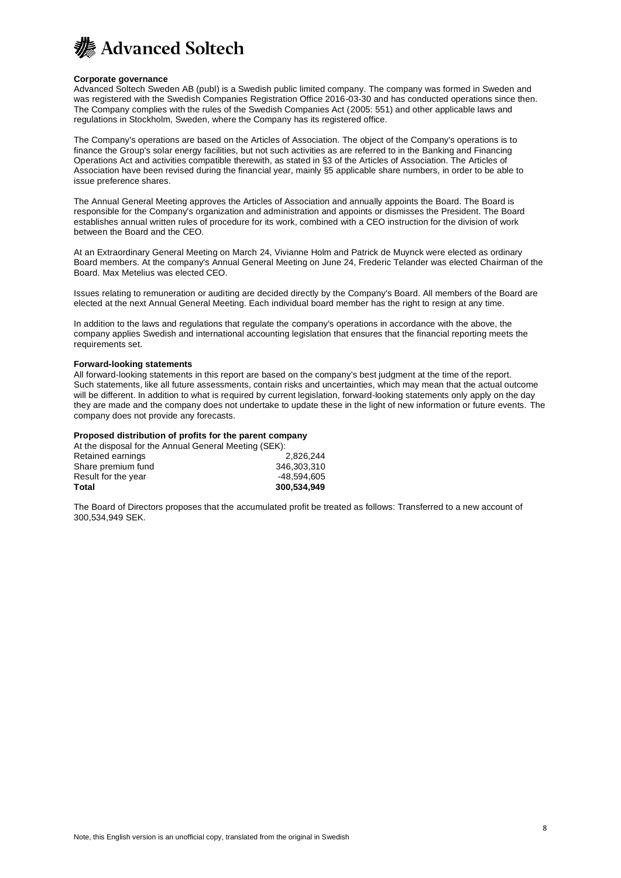Advanced Soltech

**Corporate governance**

Advanced Soltech Sweden AB (publ) is a Swedish public limited company. The company was formed in Sweden and was registered with the Swedish Companies Registration Office 2016-03-30 and has conducted operations since then. The Company complies with the rules of the Swedish Companies Act (2005: 551) and other applicable laws and regulations in Stockholm, Sweden, where the Company has its registered office.

The Company's operations are based on the Articles of Association. The object of the Company's operations is to finance the Group's solar energy facilities, but not such activities as are referred to in the Banking and Financing Operations Act and activities compatible therewith, as stated in §3 of the Articles of Association. The Articles of Association have been revised during the financial year, mainly §5 applicable share numbers, in order to be able to issue preference shares.

The Annual General Meeting approves the Articles of Association and annually appoints the Board. The Board is responsible for the Company's organization and administration and appoints or dismisses the President. The Board establishes annual written rules of procedure for its work, combined with a CEO instruction for the division of work between the Board and the CEO.

At an Extraordinary General Meeting on March 24, Vivianne Holm and Patrick de Muynck were elected as ordinary Board members. At the company's Annual General Meeting on June 24, Frederic Telander was elected Chairman of the Board. Max Metelius was elected CEO.

Issues relating to remuneration or auditing are decided directly by the Company's Board. All members of the Board are elected at the next Annual General Meeting. Each individual board member has the right to resign at any time.

In addition to the laws and regulations that regulate the company's operations in accordance with the above, the company applies Swedish and international accounting legislation that ensures that the financial reporting meets the requirements set.

**Forward-looking statements**

All forward-looking statements in this report are based on the company's best judgment at the time of the report. Such statements, like all future assessments, contain risks and uncertainties, which may mean that the actual outcome will be different. In addition to what is required by current legislation, forward-looking statements only apply on the day they are made and the company does not undertake to update these in the light of new information or future events. The company does not provide any forecasts.

**Proposed distribution of profits for the parent company**

At the disposal for the Annual General Meeting (SEK):

| | |
|---|---|
| Retained earnings | 2,826,244 |
| Share premium fund | 346,303,310 |
| Result for the year | -48,594,605 |
| **Total** | **300,534,949** |

The Board of Directors proposes that the accumulated profit be treated as follows: Transferred to a new account of 300,534,949 SEK.

Note, this English version is an unofficial copy, translated from the original in Swedish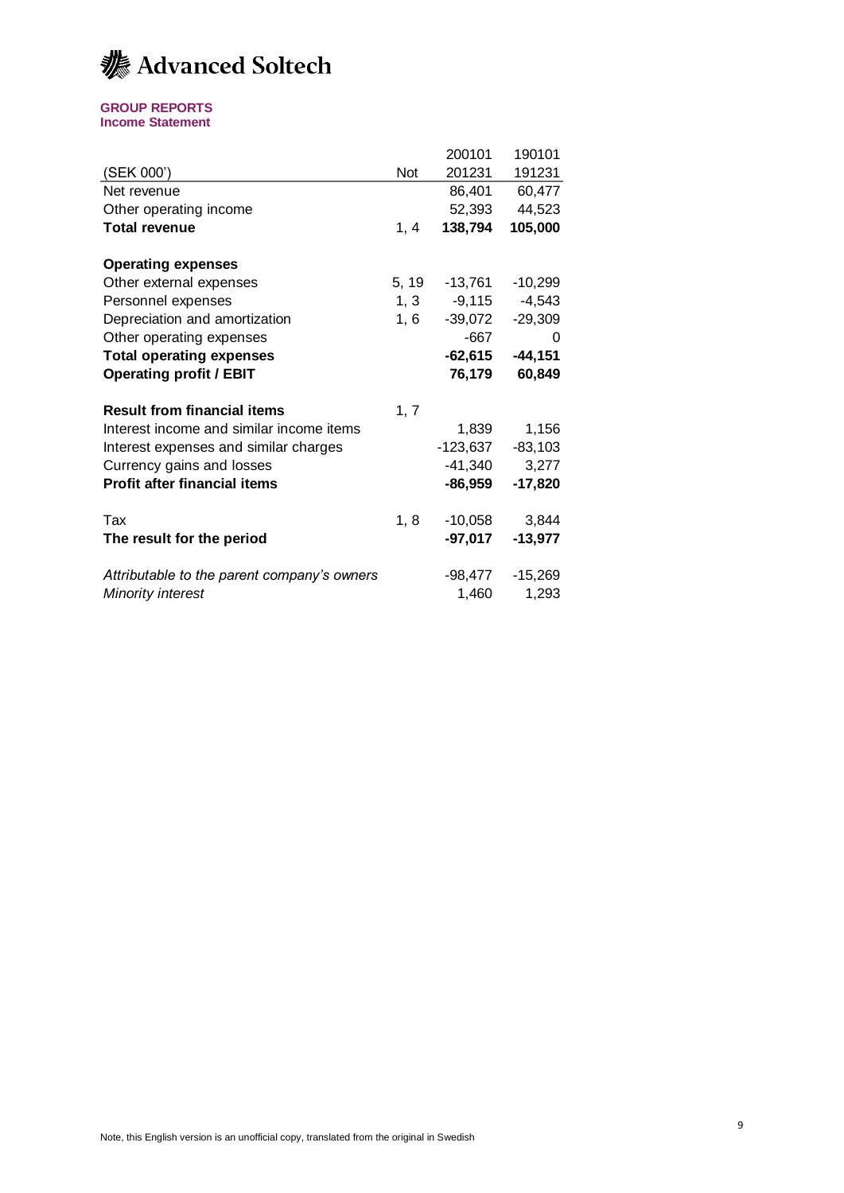Advanced Soltech

## GROUP REPORTS

### Income Statement

| (SEK 000') | Not | 200101 201231 | 190101 191231 |
|---|---|---|---|
| Net revenue | | 86,401 | 60,477 |
| Other operating income | | 52,393 | 44,523 |
| **Total revenue** | 1, 4 | **138,794** | **105,000** |
| | | | |
| **Operating expenses** | | | |
| Other external expenses | 5, 19 | -13,761 | -10,299 |
| Personnel expenses | 1, 3 | -9,115 | -4,543 |
| Depreciation and amortization | 1, 6 | -39,072 | -29,309 |
| Other operating expenses | | -667 | 0 |
| **Total operating expenses** | | **-62,615** | **-44,151** |
| **Operating profit / EBIT** | | **76,179** | **60,849** |
| | | | |
| **Result from financial items** | 1, 7 | | |
| Interest income and similar income items | | 1,839 | 1,156 |
| Interest expenses and similar charges | | -123,637 | -83,103 |
| Currency gains and losses | | -41,340 | 3,277 |
| **Profit after financial items** | | **-86,959** | **-17,820** |
| | | | |
| Tax | 1, 8 | -10,058 | 3,844 |
| **The result for the period** | | **-97,017** | **-13,977** |
| | | | |
| *Attributable to the parent company's owners* | | -98,477 | -15,269 |
| *Minority interest* | | 1,460 | 1,293 |

Note, this English version is an unofficial copy, translated from the original in Swedish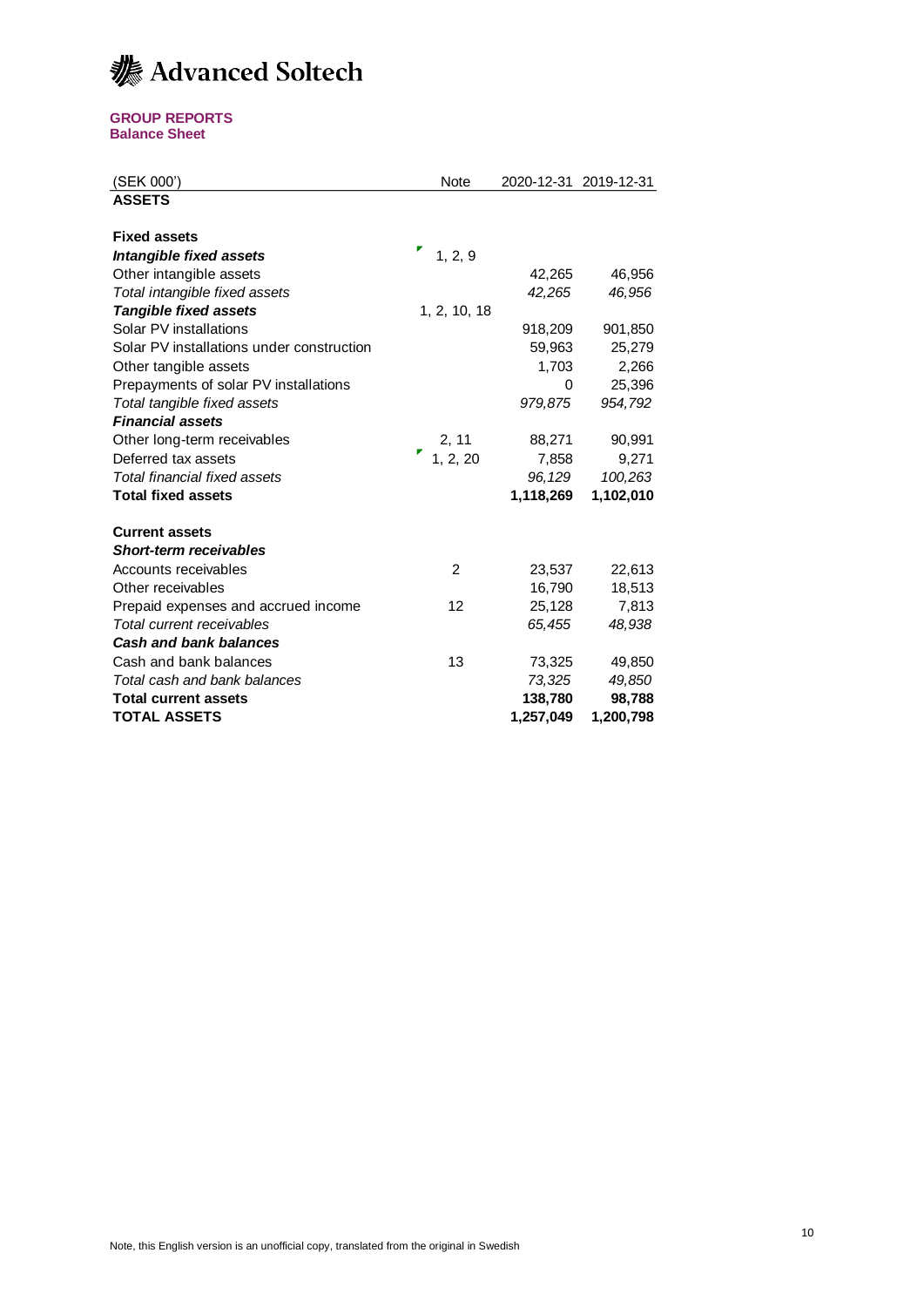Advanced Soltech

**GROUP REPORTS**
**Balance Sheet**

| (SEK 000') | Note | 2020-12-31 | 2019-12-31 |
|---|---|---|---|
| **ASSETS** | | | |
| | | | |
| **Fixed assets** | | | |
| ***Intangible fixed assets*** | 1, 2, 9 | | |
| Other intangible assets | | 42,265 | 46,956 |
| *Total intangible fixed assets* | | *42,265* | *46,956* |
| ***Tangible fixed assets*** | 1, 2, 10, 18 | | |
| Solar PV installations | | 918,209 | 901,850 |
| Solar PV installations under construction | | 59,963 | 25,279 |
| Other tangible assets | | 1,703 | 2,266 |
| Prepayments of solar PV installations | | 0 | 25,396 |
| *Total tangible fixed assets* | | *979,875* | *954,792* |
| ***Financial assets*** | | | |
| Other long-term receivables | 2, 11 | 88,271 | 90,991 |
| Deferred tax assets | 1, 2, 20 | 7,858 | 9,271 |
| *Total financial fixed assets* | | *96,129* | *100,263* |
| **Total fixed assets** | | **1,118,269** | **1,102,010** |
| | | | |
| **Current assets** | | | |
| ***Short-term receivables*** | | | |
| Accounts receivables | 2 | 23,537 | 22,613 |
| Other receivables | | 16,790 | 18,513 |
| Prepaid expenses and accrued income | 12 | 25,128 | 7,813 |
| *Total current receivables* | | *65,455* | *48,938* |
| ***Cash and bank balances*** | | | |
| Cash and bank balances | 13 | 73,325 | 49,850 |
| *Total cash and bank balances* | | *73,325* | *49,850* |
| **Total current assets** | | **138,780** | **98,788** |
| **TOTAL ASSETS** | | **1,257,049** | **1,200,798** |

Note, this English version is an unofficial copy, translated from the original in Swedish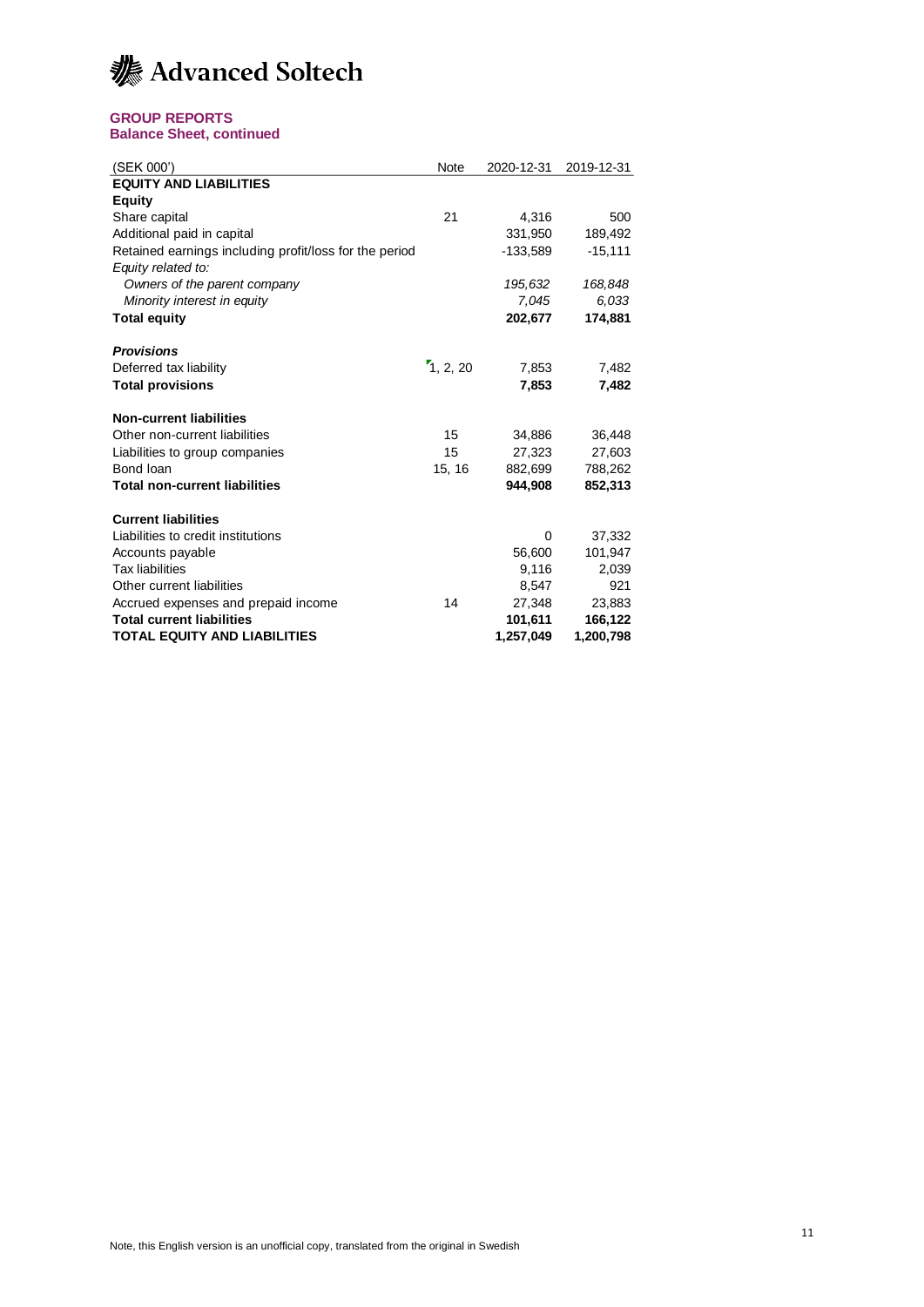Advanced Soltech

**GROUP REPORTS**
**Balance Sheet, continued**

| (SEK 000') | Note | 2020-12-31 | 2019-12-31 |
|---|---|---|---|
| **EQUITY AND LIABILITIES** | | | |
| **Equity** | | | |
| Share capital | 21 | 4,316 | 500 |
| Additional paid in capital | | 331,950 | 189,492 |
| Retained earnings including profit/loss for the period | | -133,589 | -15,111 |
| *Equity related to:* | | | |
| *Owners of the parent company* | | *195,632* | *168,848* |
| *Minority interest in equity* | | *7,045* | *6,033* |
| **Total equity** | | **202,677** | **174,881** |
| | | | |
| ***Provisions*** | | | |
| Deferred tax liability | 1, 2, 20 | 7,853 | 7,482 |
| **Total provisions** | | **7,853** | **7,482** |
| | | | |
| **Non-current liabilities** | | | |
| Other non-current liabilities | 15 | 34,886 | 36,448 |
| Liabilities to group companies | 15 | 27,323 | 27,603 |
| Bond loan | 15, 16 | 882,699 | 788,262 |
| **Total non-current liabilities** | | **944,908** | **852,313** |
| | | | |
| **Current liabilities** | | | |
| Liabilities to credit institutions | | 0 | 37,332 |
| Accounts payable | | 56,600 | 101,947 |
| Tax liabilities | | 9,116 | 2,039 |
| Other current liabilities | | 8,547 | 921 |
| Accrued expenses and prepaid income | 14 | 27,348 | 23,883 |
| **Total current liabilities** | | **101,611** | **166,122** |
| **TOTAL EQUITY AND LIABILITIES** | | **1,257,049** | **1,200,798** |

Note, this English version is an unofficial copy, translated from the original in Swedish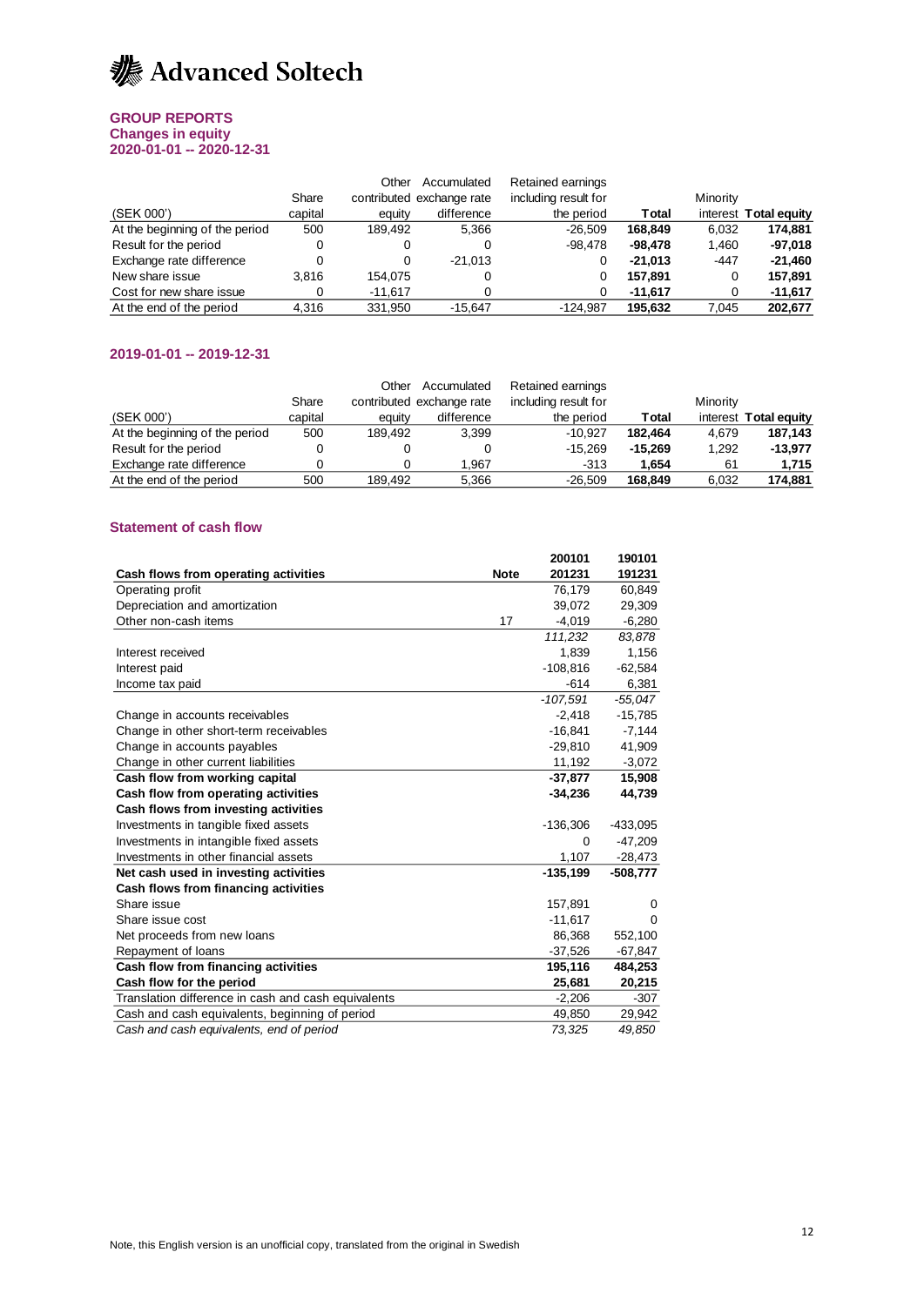# Advanced Soltech

## GROUP REPORTS
### Changes in equity
### 2020-01-01 -- 2020-12-31

| (SEK 000') | Share capital | Other contributed equity | Accumulated exchange rate difference | Retained earnings including result for the period | **Total** | Minority interest | **Total equity** |
|---|---|---|---|---|---|---|---|
| At the beginning of the period | 500 | 189,492 | 5,366 | -26,509 | **168,849** | 6,032 | **174,881** |
| Result for the period | 0 | 0 | 0 | -98,478 | **-98,478** | 1,460 | **-97,018** |
| Exchange rate difference | 0 | 0 | -21,013 | 0 | **-21,013** | -447 | **-21,460** |
| New share issue | 3,816 | 154,075 | 0 | 0 | **157,891** | 0 | **157,891** |
| Cost for new share issue | 0 | -11,617 | 0 | 0 | **-11,617** | 0 | **-11,617** |
| At the end of the period | 4,316 | 331,950 | -15,647 | -124,987 | **195,632** | 7,045 | **202,677** |

### 2019-01-01 -- 2019-12-31

| (SEK 000') | Share capital | Other contributed equity | Accumulated exchange rate difference | Retained earnings including result for the period | **Total** | Minority interest | **Total equity** |
|---|---|---|---|---|---|---|---|
| At the beginning of the period | 500 | 189,492 | 3,399 | -10,927 | **182,464** | 4,679 | **187,143** |
| Result for the period | 0 | 0 | 0 | -15,269 | **-15,269** | 1,292 | **-13,977** |
| Exchange rate difference | 0 | 0 | 1,967 | -313 | **1,654** | 61 | **1,715** |
| At the end of the period | 500 | 189,492 | 5,366 | -26,509 | **168,849** | 6,032 | **174,881** |

## Statement of cash flow

| **Cash flows from operating activities** | **Note** | **200101 201231** | **190101 191231** |
|---|---|---|---|
| Operating profit | | 76,179 | 60,849 |
| Depreciation and amortization | | 39,072 | 29,309 |
| Other non-cash items | 17 | -4,019 | -6,280 |
| | | *111,232* | *83,878* |
| Interest received | | 1,839 | 1,156 |
| Interest paid | | -108,816 | -62,584 |
| Income tax paid | | -614 | 6,381 |
| | | *-107,591* | *-55,047* |
| Change in accounts receivables | | -2,418 | -15,785 |
| Change in other short-term receivables | | -16,841 | -7,144 |
| Change in accounts payables | | -29,810 | 41,909 |
| Change in other current liabilities | | 11,192 | -3,072 |
| **Cash flow from working capital** | | **-37,877** | **15,908** |
| **Cash flow from operating activities** | | **-34,236** | **44,739** |
| **Cash flows from investing activities** | | | |
| Investments in tangible fixed assets | | -136,306 | -433,095 |
| Investments in intangible fixed assets | | 0 | -47,209 |
| Investments in other financial assets | | 1,107 | -28,473 |
| **Net cash used in investing activities** | | **-135,199** | **-508,777** |
| **Cash flows from financing activities** | | | |
| Share issue | | 157,891 | 0 |
| Share issue cost | | -11,617 | 0 |
| Net proceeds from new loans | | 86,368 | 552,100 |
| Repayment of loans | | -37,526 | -67,847 |
| **Cash flow from financing activities** | | **195,116** | **484,253** |
| **Cash flow for the period** | | **25,681** | **20,215** |
| Translation difference in cash and cash equivalents | | -2,206 | -307 |
| Cash and cash equivalents, beginning of period | | 49,850 | 29,942 |
| *Cash and cash equivalents, end of period* | | *73,325* | *49,850* |

Note, this English version is an unofficial copy, translated from the original in Swedish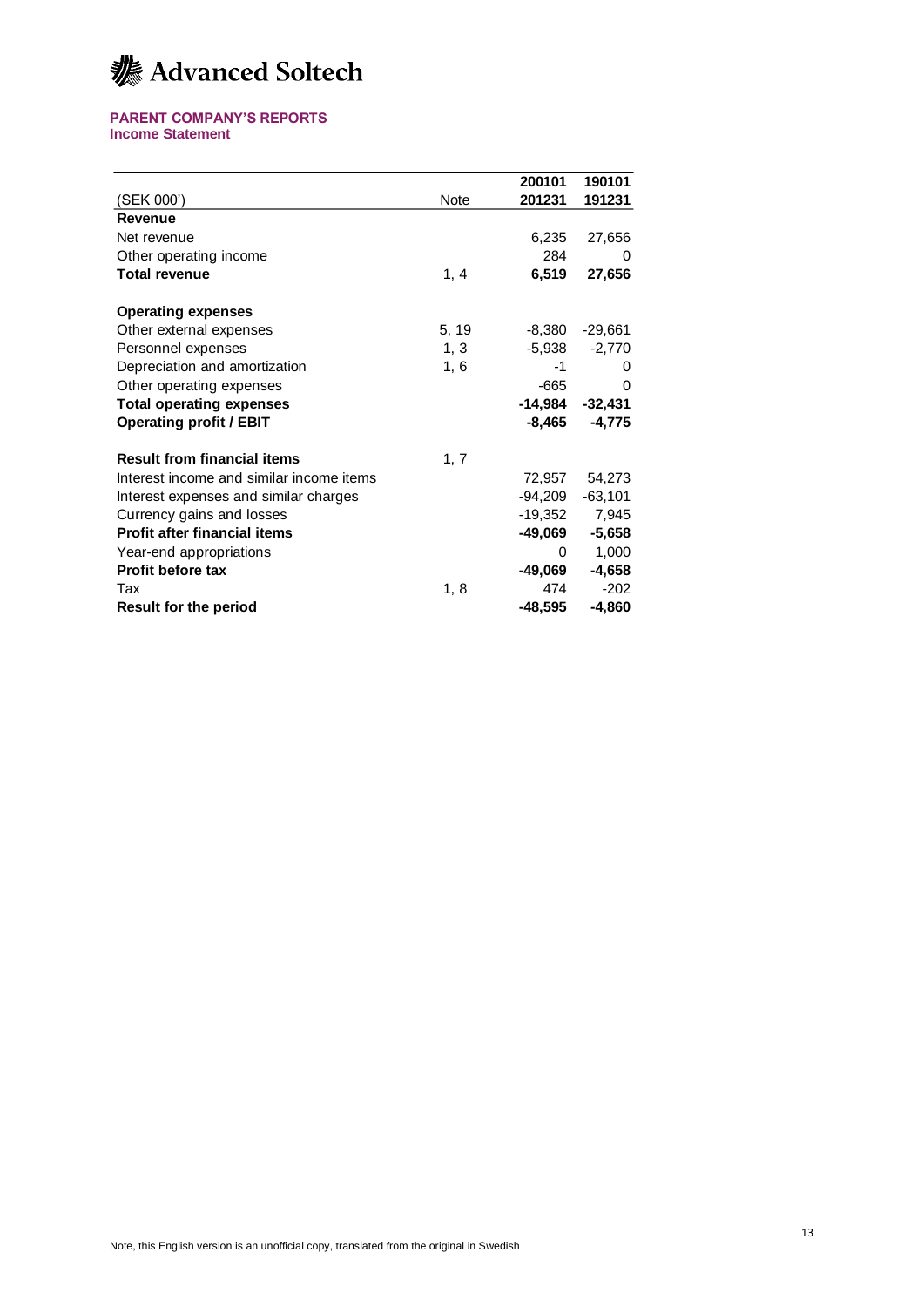Advanced Soltech

## PARENT COMPANY'S REPORTS

### Income Statement

| (SEK 000') | Note | 200101 201231 | 190101 191231 |
|---|---|---|---|
| **Revenue** | | | |
| Net revenue | | 6,235 | 27,656 |
| Other operating income | | 284 | 0 |
| **Total revenue** | 1, 4 | **6,519** | **27,656** |
| | | | |
| **Operating expenses** | | | |
| Other external expenses | 5, 19 | -8,380 | -29,661 |
| Personnel expenses | 1, 3 | -5,938 | -2,770 |
| Depreciation and amortization | 1, 6 | -1 | 0 |
| Other operating expenses | | -665 | 0 |
| **Total operating expenses** | | **-14,984** | **-32,431** |
| **Operating profit / EBIT** | | **-8,465** | **-4,775** |
| | | | |
| **Result from financial items** | 1, 7 | | |
| Interest income and similar income items | | 72,957 | 54,273 |
| Interest expenses and similar charges | | -94,209 | -63,101 |
| Currency gains and losses | | -19,352 | 7,945 |
| **Profit after financial items** | | **-49,069** | **-5,658** |
| Year-end appropriations | | 0 | 1,000 |
| **Profit before tax** | | **-49,069** | **-4,658** |
| Tax | 1, 8 | 474 | -202 |
| **Result for the period** | | **-48,595** | **-4,860** |

Note, this English version is an unofficial copy, translated from the original in Swedish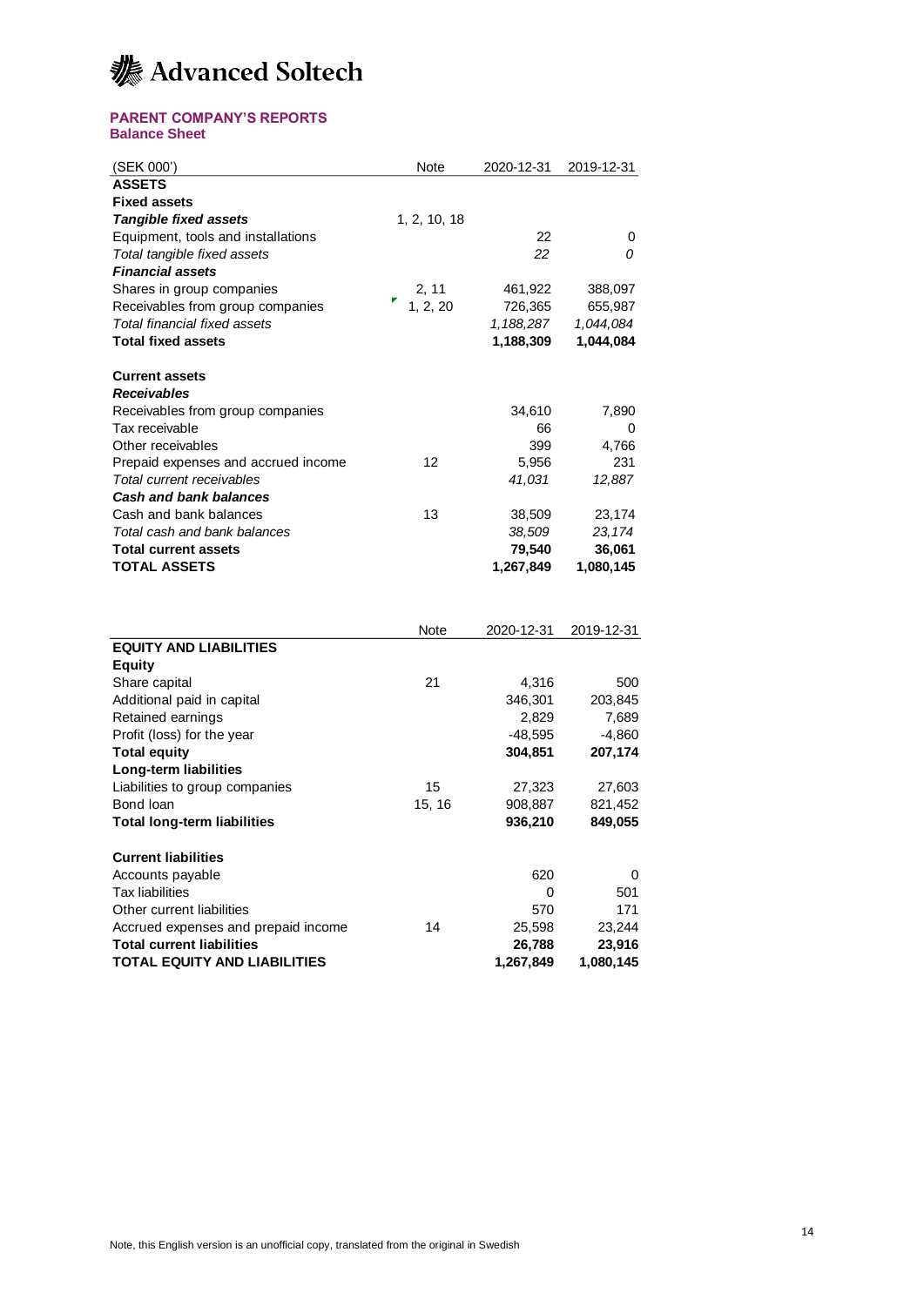Advanced Soltech

## PARENT COMPANY'S REPORTS

### Balance Sheet

| (SEK 000') | Note | 2020-12-31 | 2019-12-31 |
|---|---|---|---|
| **ASSETS** | | | |
| **Fixed assets** | | | |
| ***Tangible fixed assets*** | 1, 2, 10, 18 | | |
| Equipment, tools and installations | | 22 | 0 |
| *Total tangible fixed assets* | | *22* | *0* |
| ***Financial assets*** | | | |
| Shares in group companies | 2, 11 | 461,922 | 388,097 |
| Receivables from group companies | 1, 2, 20 | 726,365 | 655,987 |
| *Total financial fixed assets* | | *1,188,287* | *1,044,084* |
| **Total fixed assets** | | **1,188,309** | **1,044,084** |
| | | | |
| **Current assets** | | | |
| ***Receivables*** | | | |
| Receivables from group companies | | 34,610 | 7,890 |
| Tax receivable | | 66 | 0 |
| Other receivables | | 399 | 4,766 |
| Prepaid expenses and accrued income | 12 | 5,956 | 231 |
| *Total current receivables* | | *41,031* | *12,887* |
| ***Cash and bank balances*** | | | |
| Cash and bank balances | 13 | 38,509 | 23,174 |
| *Total cash and bank balances* | | *38,509* | *23,174* |
| **Total current assets** | | **79,540** | **36,061** |
| **TOTAL ASSETS** | | **1,267,849** | **1,080,145** |

| | Note | 2020-12-31 | 2019-12-31 |
|---|---|---|---|
| **EQUITY AND LIABILITIES** | | | |
| **Equity** | | | |
| Share capital | 21 | 4,316 | 500 |
| Additional paid in capital | | 346,301 | 203,845 |
| Retained earnings | | 2,829 | 7,689 |
| Profit (loss) for the year | | -48,595 | -4,860 |
| **Total equity** | | **304,851** | **207,174** |
| **Long-term liabilities** | | | |
| Liabilities to group companies | 15 | 27,323 | 27,603 |
| Bond loan | 15, 16 | 908,887 | 821,452 |
| **Total long-term liabilities** | | **936,210** | **849,055** |
| | | | |
| **Current liabilities** | | | |
| Accounts payable | | 620 | 0 |
| Tax liabilities | | 0 | 501 |
| Other current liabilities | | 570 | 171 |
| Accrued expenses and prepaid income | 14 | 25,598 | 23,244 |
| **Total current liabilities** | | **26,788** | **23,916** |
| **TOTAL EQUITY AND LIABILITIES** | | **1,267,849** | **1,080,145** |

Note, this English version is an unofficial copy, translated from the original in Swedish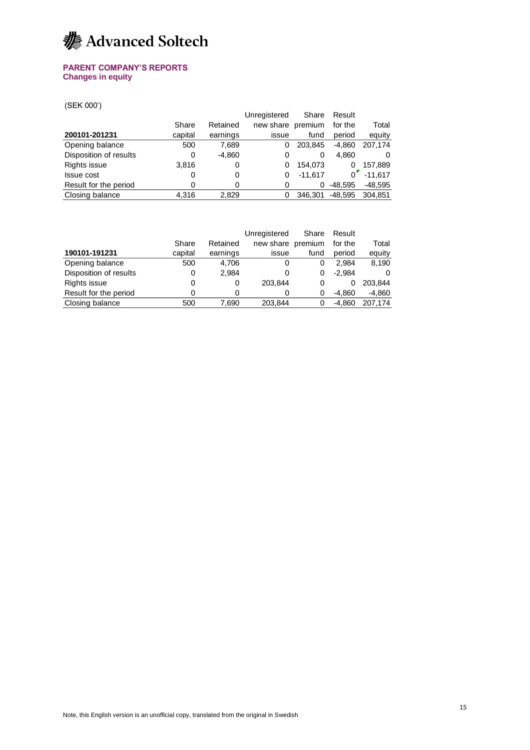# PARENT COMPANY'S REPORTS

## Changes in equity

(SEK 000')

| 200101-201231 | Share capital | Retained earnings | Unregistered new share issue | Share premium fund | Result for the period | Total equity |
|---|---|---|---|---|---|---|
| Opening balance | 500 | 7,689 | 0 | 203,845 | -4,860 | 207,174 |
| Disposition of results | 0 | -4,860 | 0 | 0 | 4,860 | 0 |
| Rights issue | 3,816 | 0 | 0 | 154,073 | 0 | 157,889 |
| Issue cost | 0 | 0 | 0 | -11,617 | 0 | -11,617 |
| Result for the period | 0 | 0 | 0 | 0 | -48,595 | -48,595 |
| Closing balance | 4,316 | 2,829 | 0 | 346,301 | -48,595 | 304,851 |

| 190101-191231 | Share capital | Retained earnings | Unregistered new share issue | Share premium fund | Result for the period | Total equity |
|---|---|---|---|---|---|---|
| Opening balance | 500 | 4,706 | 0 | 0 | 2,984 | 8,190 |
| Disposition of results | 0 | 2,984 | 0 | 0 | -2,984 | 0 |
| Rights issue | 0 | 0 | 203,844 | 0 | 0 | 203,844 |
| Result for the period | 0 | 0 | 0 | 0 | -4,860 | -4,860 |
| Closing balance | 500 | 7,690 | 203,844 | 0 | -4,860 | 207,174 |

Note, this English version is an unofficial copy, translated from the original in Swedish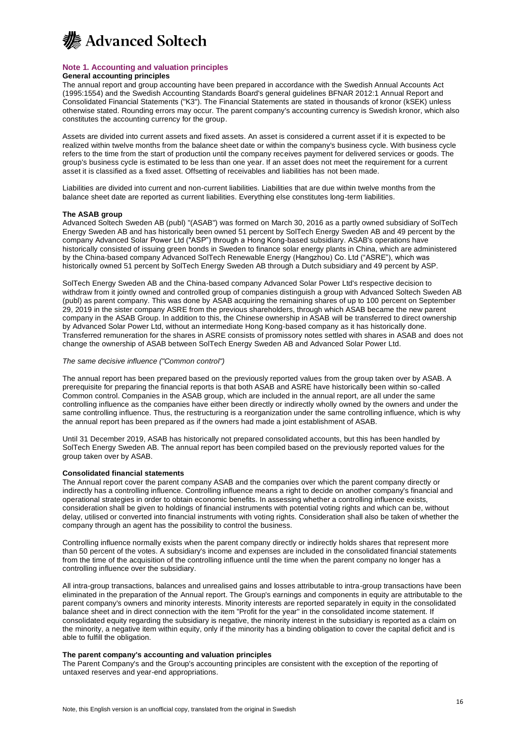## Note 1. Accounting and valuation principles

### General accounting principles

The annual report and group accounting have been prepared in accordance with the Swedish Annual Accounts Act (1995:1554) and the Swedish Accounting Standards Board's general guidelines BFNAR 2012:1 Annual Report and Consolidated Financial Statements ("K3"). The Financial Statements are stated in thousands of kronor (kSEK) unless otherwise stated. Rounding errors may occur. The parent company's accounting currency is Swedish kronor, which also constitutes the accounting currency for the group.

Assets are divided into current assets and fixed assets. An asset is considered a current asset if it is expected to be realized within twelve months from the balance sheet date or within the company's business cycle. With business cycle refers to the time from the start of production until the company receives payment for delivered services or goods. The group's business cycle is estimated to be less than one year. If an asset does not meet the requirement for a current asset it is classified as a fixed asset. Offsetting of receivables and liabilities has not been made.

Liabilities are divided into current and non-current liabilities. Liabilities that are due within twelve months from the balance sheet date are reported as current liabilities. Everything else constitutes long-term liabilities.

### The ASAB group

Advanced Soltech Sweden AB (publ) "(ASAB") was formed on March 30, 2016 as a partly owned subsidiary of SolTech Energy Sweden AB and has historically been owned 51 percent by SolTech Energy Sweden AB and 49 percent by the company Advanced Solar Power Ltd ("ASP") through a Hong Kong-based subsidiary. ASAB's operations have historically consisted of issuing green bonds in Sweden to finance solar energy plants in China, which are administered by the China-based company Advanced SolTech Renewable Energy (Hangzhou) Co. Ltd ("ASRE"), which was historically owned 51 percent by SolTech Energy Sweden AB through a Dutch subsidiary and 49 percent by ASP.

SolTech Energy Sweden AB and the China-based company Advanced Solar Power Ltd's respective decision to withdraw from it jointly owned and controlled group of companies distinguish a group with Advanced Soltech Sweden AB (publ) as parent company. This was done by ASAB acquiring the remaining shares of up to 100 percent on September 29, 2019 in the sister company ASRE from the previous shareholders, through which ASAB became the new parent company in the ASAB Group. In addition to this, the Chinese ownership in ASAB will be transferred to direct ownership by Advanced Solar Power Ltd, without an intermediate Hong Kong-based company as it has historically done. Transferred remuneration for the shares in ASRE consists of promissory notes settled with shares in ASAB and does not change the ownership of ASAB between SolTech Energy Sweden AB and Advanced Solar Power Ltd.

*The same decisive influence ("Common control")*

The annual report has been prepared based on the previously reported values from the group taken over by ASAB. A prerequisite for preparing the financial reports is that both ASAB and ASRE have historically been within so-called Common control. Companies in the ASAB group, which are included in the annual report, are all under the same controlling influence as the companies have either been directly or indirectly wholly owned by the owners and under the same controlling influence. Thus, the restructuring is a reorganization under the same controlling influence, which is why the annual report has been prepared as if the owners had made a joint establishment of ASAB.

Until 31 December 2019, ASAB has historically not prepared consolidated accounts, but this has been handled by SolTech Energy Sweden AB. The annual report has been compiled based on the previously reported values for the group taken over by ASAB.

### Consolidated financial statements

The Annual report cover the parent company ASAB and the companies over which the parent company directly or indirectly has a controlling influence. Controlling influence means a right to decide on another company's financial and operational strategies in order to obtain economic benefits. In assessing whether a controlling influence exists, consideration shall be given to holdings of financial instruments with potential voting rights and which can be, without delay, utilised or converted into financial instruments with voting rights. Consideration shall also be taken of whether the company through an agent has the possibility to control the business.

Controlling influence normally exists when the parent company directly or indirectly holds shares that represent more than 50 percent of the votes. A subsidiary's income and expenses are included in the consolidated financial statements from the time of the acquisition of the controlling influence until the time when the parent company no longer has a controlling influence over the subsidiary.

All intra-group transactions, balances and unrealised gains and losses attributable to intra-group transactions have been eliminated in the preparation of the Annual report. The Group's earnings and components in equity are attributable to the parent company's owners and minority interests. Minority interests are reported separately in equity in the consolidated balance sheet and in direct connection with the item "Profit for the year" in the consolidated income statement. If consolidated equity regarding the subsidiary is negative, the minority interest in the subsidiary is reported as a claim on the minority, a negative item within equity, only if the minority has a binding obligation to cover the capital deficit and is able to fulfill the obligation.

### The parent company's accounting and valuation principles

The Parent Company's and the Group's accounting principles are consistent with the exception of the reporting of untaxed reserves and year-end appropriations.

Note, this English version is an unofficial copy, translated from the original in Swedish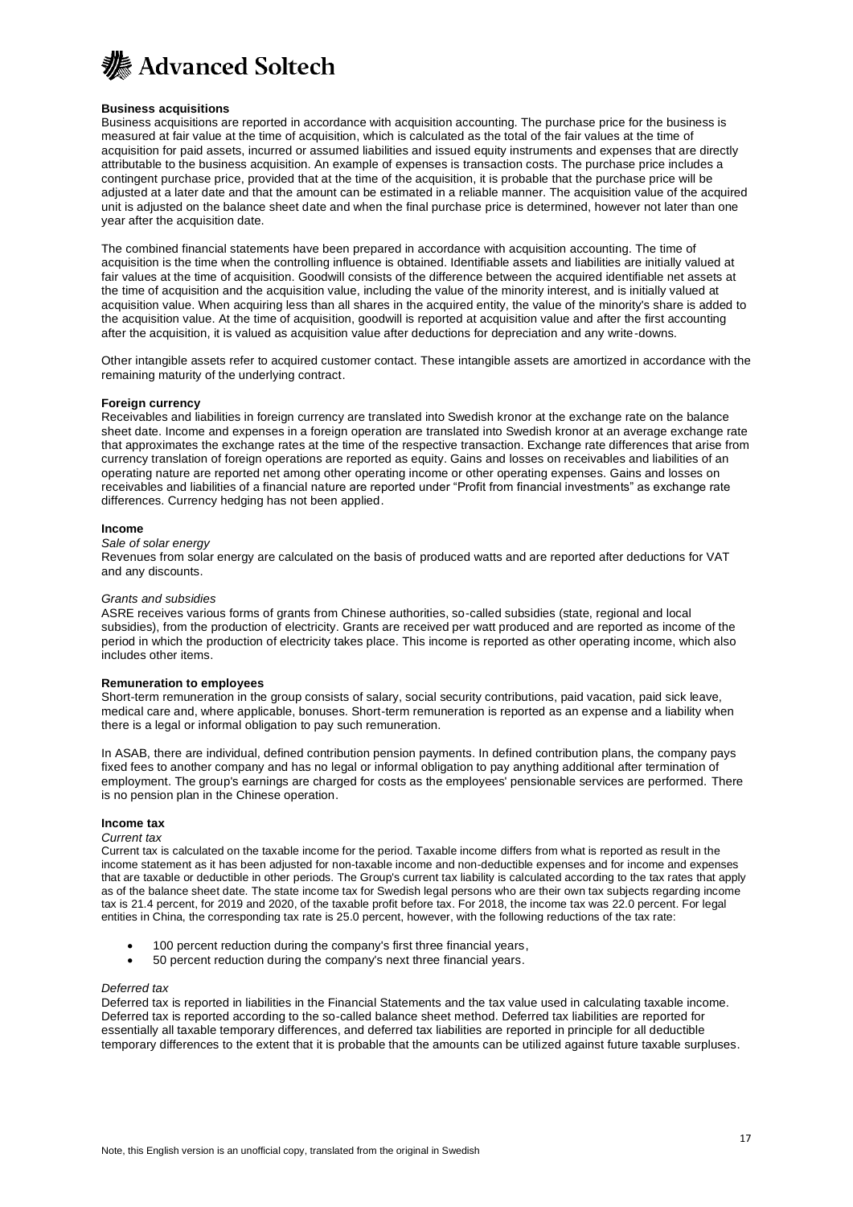### Business acquisitions

Business acquisitions are reported in accordance with acquisition accounting. The purchase price for the business is measured at fair value at the time of acquisition, which is calculated as the total of the fair values at the time of acquisition for paid assets, incurred or assumed liabilities and issued equity instruments and expenses that are directly attributable to the business acquisition. An example of expenses is transaction costs. The purchase price includes a contingent purchase price, provided that at the time of the acquisition, it is probable that the purchase price will be adjusted at a later date and that the amount can be estimated in a reliable manner. The acquisition value of the acquired unit is adjusted on the balance sheet date and when the final purchase price is determined, however not later than one year after the acquisition date.

The combined financial statements have been prepared in accordance with acquisition accounting. The time of acquisition is the time when the controlling influence is obtained. Identifiable assets and liabilities are initially valued at fair values at the time of acquisition. Goodwill consists of the difference between the acquired identifiable net assets at the time of acquisition and the acquisition value, including the value of the minority interest, and is initially valued at acquisition value. When acquiring less than all shares in the acquired entity, the value of the minority's share is added to the acquisition value. At the time of acquisition, goodwill is reported at acquisition value and after the first accounting after the acquisition, it is valued as acquisition value after deductions for depreciation and any write-downs.

Other intangible assets refer to acquired customer contact. These intangible assets are amortized in accordance with the remaining maturity of the underlying contract.

### Foreign currency

Receivables and liabilities in foreign currency are translated into Swedish kronor at the exchange rate on the balance sheet date. Income and expenses in a foreign operation are translated into Swedish kronor at an average exchange rate that approximates the exchange rates at the time of the respective transaction. Exchange rate differences that arise from currency translation of foreign operations are reported as equity. Gains and losses on receivables and liabilities of an operating nature are reported net among other operating income or other operating expenses. Gains and losses on receivables and liabilities of a financial nature are reported under "Profit from financial investments" as exchange rate differences. Currency hedging has not been applied.

### Income

*Sale of solar energy*

Revenues from solar energy are calculated on the basis of produced watts and are reported after deductions for VAT and any discounts.

*Grants and subsidies*

ASRE receives various forms of grants from Chinese authorities, so-called subsidies (state, regional and local subsidies), from the production of electricity. Grants are received per watt produced and are reported as income of the period in which the production of electricity takes place. This income is reported as other operating income, which also includes other items.

### Remuneration to employees

Short-term remuneration in the group consists of salary, social security contributions, paid vacation, paid sick leave, medical care and, where applicable, bonuses. Short-term remuneration is reported as an expense and a liability when there is a legal or informal obligation to pay such remuneration.

In ASAB, there are individual, defined contribution pension payments. In defined contribution plans, the company pays fixed fees to another company and has no legal or informal obligation to pay anything additional after termination of employment. The group's earnings are charged for costs as the employees' pensionable services are performed. There is no pension plan in the Chinese operation.

### Income tax

*Current tax*

Current tax is calculated on the taxable income for the period. Taxable income differs from what is reported as result in the income statement as it has been adjusted for non-taxable income and non-deductible expenses and for income and expenses that are taxable or deductible in other periods. The Group's current tax liability is calculated according to the tax rates that apply as of the balance sheet date. The state income tax for Swedish legal persons who are their own tax subjects regarding income tax is 21.4 percent, for 2019 and 2020, of the taxable profit before tax. For 2018, the income tax was 22.0 percent. For legal entities in China, the corresponding tax rate is 25.0 percent, however, with the following reductions of the tax rate:

- 100 percent reduction during the company's first three financial years,
- 50 percent reduction during the company's next three financial years.

*Deferred tax*

Deferred tax is reported in liabilities in the Financial Statements and the tax value used in calculating taxable income. Deferred tax is reported according to the so-called balance sheet method. Deferred tax liabilities are reported for essentially all taxable temporary differences, and deferred tax liabilities are reported in principle for all deductible temporary differences to the extent that it is probable that the amounts can be utilized against future taxable surpluses.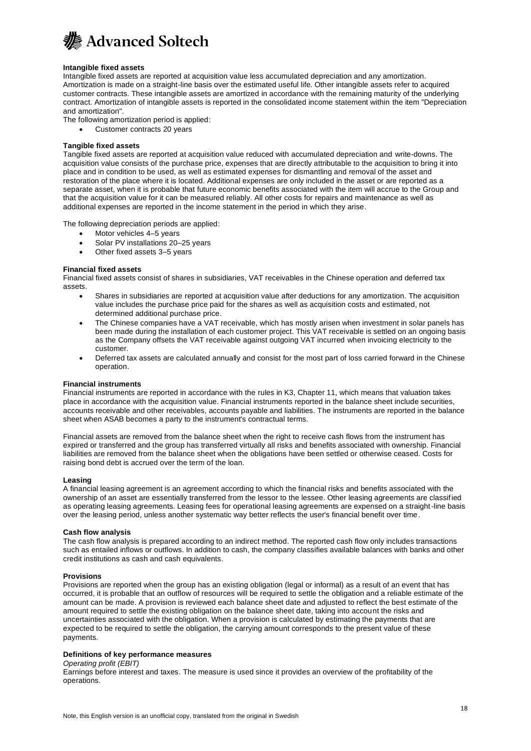**Intangible fixed assets**

Intangible fixed assets are reported at acquisition value less accumulated depreciation and any amortization. Amortization is made on a straight-line basis over the estimated useful life. Other intangible assets refer to acquired customer contracts. These intangible assets are amortized in accordance with the remaining maturity of the underlying contract. Amortization of intangible assets is reported in the consolidated income statement within the item "Depreciation and amortization".

The following amortization period is applied:

- Customer contracts 20 years

**Tangible fixed assets**

Tangible fixed assets are reported at acquisition value reduced with accumulated depreciation and write-downs. The acquisition value consists of the purchase price, expenses that are directly attributable to the acquisition to bring it into place and in condition to be used, as well as estimated expenses for dismantling and removal of the asset and restoration of the place where it is located. Additional expenses are only included in the asset or are reported as a separate asset, when it is probable that future economic benefits associated with the item will accrue to the Group and that the acquisition value for it can be measured reliably. All other costs for repairs and maintenance as well as additional expenses are reported in the income statement in the period in which they arise.

The following depreciation periods are applied:

- Motor vehicles 4–5 years
- Solar PV installations 20–25 years
- Other fixed assets 3–5 years

**Financial fixed assets**

Financial fixed assets consist of shares in subsidiaries, VAT receivables in the Chinese operation and deferred tax assets.

- Shares in subsidiaries are reported at acquisition value after deductions for any amortization. The acquisition value includes the purchase price paid for the shares as well as acquisition costs and estimated, not determined additional purchase price.
- The Chinese companies have a VAT receivable, which has mostly arisen when investment in solar panels has been made during the installation of each customer project. This VAT receivable is settled on an ongoing basis as the Company offsets the VAT receivable against outgoing VAT incurred when invoicing electricity to the customer.
- Deferred tax assets are calculated annually and consist for the most part of loss carried forward in the Chinese operation.

**Financial instruments**

Financial instruments are reported in accordance with the rules in K3, Chapter 11, which means that valuation takes place in accordance with the acquisition value. Financial instruments reported in the balance sheet include securities, accounts receivable and other receivables, accounts payable and liabilities. The instruments are reported in the balance sheet when ASAB becomes a party to the instrument's contractual terms.

Financial assets are removed from the balance sheet when the right to receive cash flows from the instrument has expired or transferred and the group has transferred virtually all risks and benefits associated with ownership. Financial liabilities are removed from the balance sheet when the obligations have been settled or otherwise ceased. Costs for raising bond debt is accrued over the term of the loan.

**Leasing**

A financial leasing agreement is an agreement according to which the financial risks and benefits associated with the ownership of an asset are essentially transferred from the lessor to the lessee. Other leasing agreements are classified as operating leasing agreements. Leasing fees for operational leasing agreements are expensed on a straight-line basis over the leasing period, unless another systematic way better reflects the user's financial benefit over time.

**Cash flow analysis**

The cash flow analysis is prepared according to an indirect method. The reported cash flow only includes transactions such as entailed inflows or outflows. In addition to cash, the company classifies available balances with banks and other credit institutions as cash and cash equivalents.

**Provisions**

Provisions are reported when the group has an existing obligation (legal or informal) as a result of an event that has occurred, it is probable that an outflow of resources will be required to settle the obligation and a reliable estimate of the amount can be made. A provision is reviewed each balance sheet date and adjusted to reflect the best estimate of the amount required to settle the existing obligation on the balance sheet date, taking into account the risks and uncertainties associated with the obligation. When a provision is calculated by estimating the payments that are expected to be required to settle the obligation, the carrying amount corresponds to the present value of these payments.

**Definitions of key performance measures**

*Operating profit (EBIT)*

Earnings before interest and taxes. The measure is used since it provides an overview of the profitability of the operations.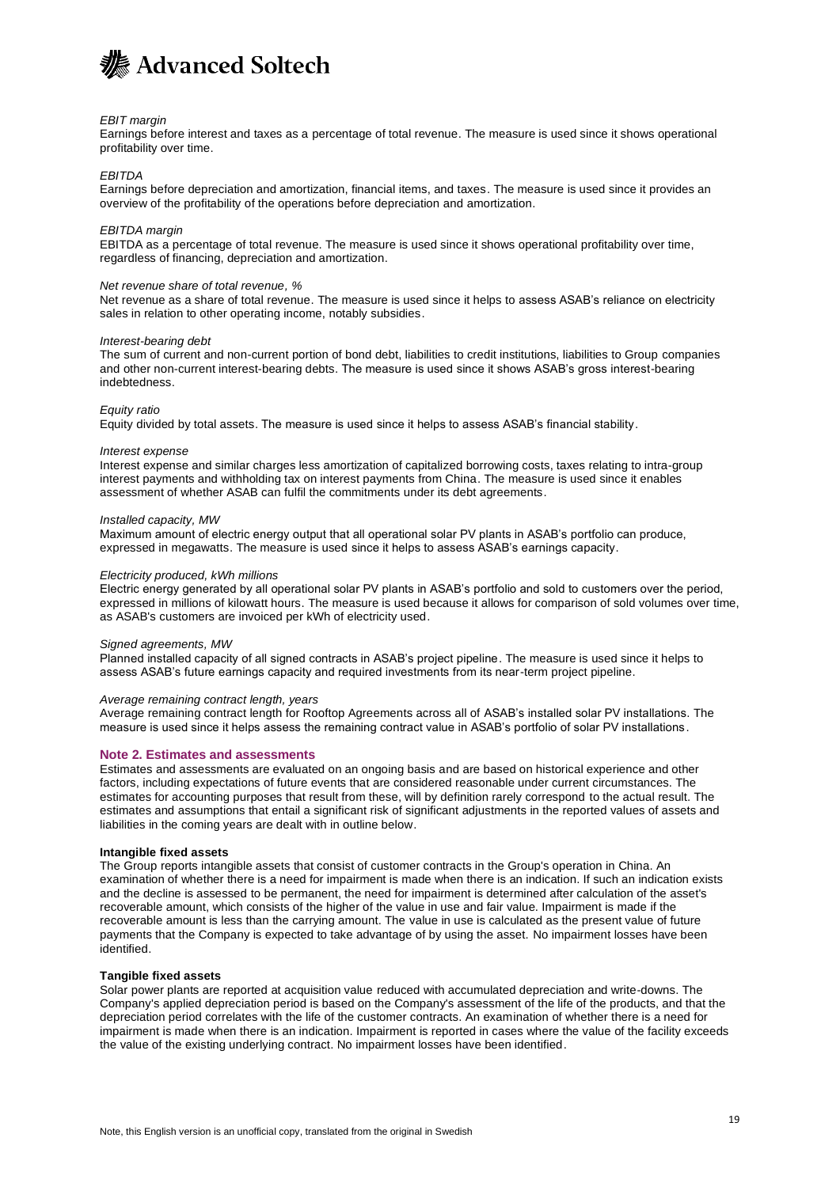*EBIT margin*

Earnings before interest and taxes as a percentage of total revenue. The measure is used since it shows operational profitability over time.

*EBITDA*

Earnings before depreciation and amortization, financial items, and taxes. The measure is used since it provides an overview of the profitability of the operations before depreciation and amortization.

*EBITDA margin*

EBITDA as a percentage of total revenue. The measure is used since it shows operational profitability over time, regardless of financing, depreciation and amortization.

*Net revenue share of total revenue, %*

Net revenue as a share of total revenue. The measure is used since it helps to assess ASAB's reliance on electricity sales in relation to other operating income, notably subsidies.

*Interest-bearing debt*

The sum of current and non-current portion of bond debt, liabilities to credit institutions, liabilities to Group companies and other non-current interest-bearing debts. The measure is used since it shows ASAB's gross interest-bearing indebtedness.

*Equity ratio*

Equity divided by total assets. The measure is used since it helps to assess ASAB's financial stability.

*Interest expense*

Interest expense and similar charges less amortization of capitalized borrowing costs, taxes relating to intra-group interest payments and withholding tax on interest payments from China. The measure is used since it enables assessment of whether ASAB can fulfil the commitments under its debt agreements.

*Installed capacity, MW*

Maximum amount of electric energy output that all operational solar PV plants in ASAB's portfolio can produce, expressed in megawatts. The measure is used since it helps to assess ASAB's earnings capacity.

*Electricity produced, kWh millions*

Electric energy generated by all operational solar PV plants in ASAB's portfolio and sold to customers over the period, expressed in millions of kilowatt hours. The measure is used because it allows for comparison of sold volumes over time, as ASAB's customers are invoiced per kWh of electricity used.

*Signed agreements, MW*

Planned installed capacity of all signed contracts in ASAB's project pipeline. The measure is used since it helps to assess ASAB's future earnings capacity and required investments from its near-term project pipeline.

*Average remaining contract length, years*

Average remaining contract length for Rooftop Agreements across all of ASAB's installed solar PV installations. The measure is used since it helps assess the remaining contract value in ASAB's portfolio of solar PV installations.

## Note 2. Estimates and assessments

Estimates and assessments are evaluated on an ongoing basis and are based on historical experience and other factors, including expectations of future events that are considered reasonable under current circumstances. The estimates for accounting purposes that result from these, will by definition rarely correspond to the actual result. The estimates and assumptions that entail a significant risk of significant adjustments in the reported values of assets and liabilities in the coming years are dealt with in outline below.

**Intangible fixed assets**

The Group reports intangible assets that consist of customer contracts in the Group's operation in China. An examination of whether there is a need for impairment is made when there is an indication. If such an indication exists and the decline is assessed to be permanent, the need for impairment is determined after calculation of the asset's recoverable amount, which consists of the higher of the value in use and fair value. Impairment is made if the recoverable amount is less than the carrying amount. The value in use is calculated as the present value of future payments that the Company is expected to take advantage of by using the asset. No impairment losses have been identified.

**Tangible fixed assets**

Solar power plants are reported at acquisition value reduced with accumulated depreciation and write-downs. The Company's applied depreciation period is based on the Company's assessment of the life of the products, and that the depreciation period correlates with the life of the customer contracts. An examination of whether there is a need for impairment is made when there is an indication. Impairment is reported in cases where the value of the facility exceeds the value of the existing underlying contract. No impairment losses have been identified.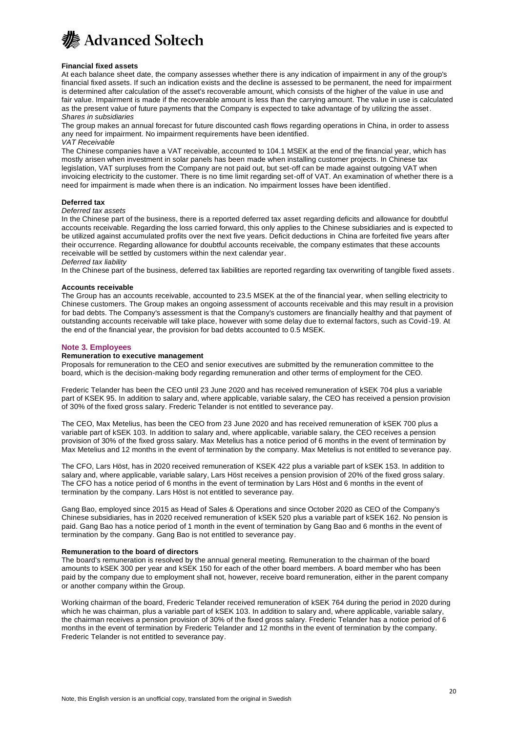**Financial fixed assets**

At each balance sheet date, the company assesses whether there is any indication of impairment in any of the group's financial fixed assets. If such an indication exists and the decline is assessed to be permanent, the need for impairment is determined after calculation of the asset's recoverable amount, which consists of the higher of the value in use and fair value. Impairment is made if the recoverable amount is less than the carrying amount. The value in use is calculated as the present value of future payments that the Company is expected to take advantage of by utilizing the asset.

*Shares in subsidiaries*

The group makes an annual forecast for future discounted cash flows regarding operations in China, in order to assess any need for impairment. No impairment requirements have been identified.

*VAT Receivable*

The Chinese companies have a VAT receivable, accounted to 104.1 MSEK at the end of the financial year, which has mostly arisen when investment in solar panels has been made when installing customer projects. In Chinese tax legislation, VAT surpluses from the Company are not paid out, but set-off can be made against outgoing VAT when invoicing electricity to the customer. There is no time limit regarding set-off of VAT. An examination of whether there is a need for impairment is made when there is an indication. No impairment losses have been identified.

**Deferred tax**

*Deferred tax assets*

In the Chinese part of the business, there is a reported deferred tax asset regarding deficits and allowance for doubtful accounts receivable. Regarding the loss carried forward, this only applies to the Chinese subsidiaries and is expected to be utilized against accumulated profits over the next five years. Deficit deductions in China are forfeited five years after their occurrence. Regarding allowance for doubtful accounts receivable, the company estimates that these accounts receivable will be settled by customers within the next calendar year.

*Deferred tax liability*

In the Chinese part of the business, deferred tax liabilities are reported regarding tax overwriting of tangible fixed assets.

**Accounts receivable**

The Group has an accounts receivable, accounted to 23.5 MSEK at the of the financial year, when selling electricity to Chinese customers. The Group makes an ongoing assessment of accounts receivable and this may result in a provision for bad debts. The Company's assessment is that the Company's customers are financially healthy and that payment of outstanding accounts receivable will take place, however with some delay due to external factors, such as Covid-19. At the end of the financial year, the provision for bad debts accounted to 0.5 MSEK.

## Note 3. Employees

**Remuneration to executive management**

Proposals for remuneration to the CEO and senior executives are submitted by the remuneration committee to the board, which is the decision-making body regarding remuneration and other terms of employment for the CEO.

Frederic Telander has been the CEO until 23 June 2020 and has received remuneration of kSEK 704 plus a variable part of KSEK 95. In addition to salary and, where applicable, variable salary, the CEO has received a pension provision of 30% of the fixed gross salary. Frederic Telander is not entitled to severance pay.

The CEO, Max Metelius, has been the CEO from 23 June 2020 and has received remuneration of kSEK 700 plus a variable part of kSEK 103. In addition to salary and, where applicable, variable salary, the CEO receives a pension provision of 30% of the fixed gross salary. Max Metelius has a notice period of 6 months in the event of termination by Max Metelius and 12 months in the event of termination by the company. Max Metelius is not entitled to severance pay.

The CFO, Lars Höst, has in 2020 received remuneration of KSEK 422 plus a variable part of kSEK 153. In addition to salary and, where applicable, variable salary, Lars Höst receives a pension provision of 20% of the fixed gross salary. The CFO has a notice period of 6 months in the event of termination by Lars Höst and 6 months in the event of termination by the company. Lars Höst is not entitled to severance pay.

Gang Bao, employed since 2015 as Head of Sales & Operations and since October 2020 as CEO of the Company's Chinese subsidiaries, has in 2020 received remuneration of kSEK 520 plus a variable part of kSEK 162. No pension is paid. Gang Bao has a notice period of 1 month in the event of termination by Gang Bao and 6 months in the event of termination by the company. Gang Bao is not entitled to severance pay.

**Remuneration to the board of directors**

The board's remuneration is resolved by the annual general meeting. Remuneration to the chairman of the board amounts to kSEK 300 per year and kSEK 150 for each of the other board members. A board member who has been paid by the company due to employment shall not, however, receive board remuneration, either in the parent company or another company within the Group.

Working chairman of the board, Frederic Telander received remuneration of kSEK 764 during the period in 2020 during which he was chairman, plus a variable part of kSEK 103. In addition to salary and, where applicable, variable salary, the chairman receives a pension provision of 30% of the fixed gross salary. Frederic Telander has a notice period of 6 months in the event of termination by Frederic Telander and 12 months in the event of termination by the company. Frederic Telander is not entitled to severance pay.

Note, this English version is an unofficial copy, translated from the original in Swedish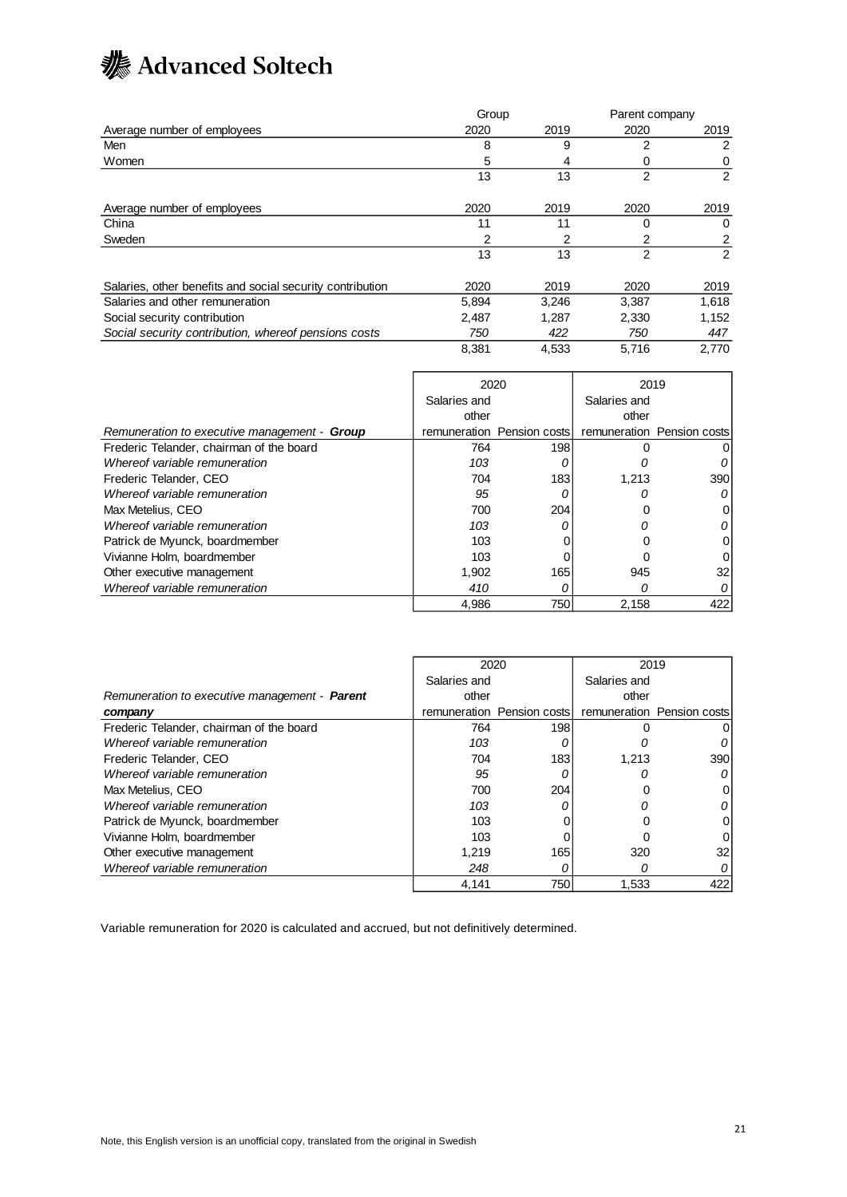| | Group | | Parent company | |
|---|---|---|---|---|
| Average number of employees | 2020 | 2019 | 2020 | 2019 |
| Men | 8 | 9 | 2 | 2 |
| Women | 5 | 4 | 0 | 0 |
| | 13 | 13 | 2 | 2 |

| Average number of employees | 2020 | 2019 | 2020 | 2019 |
|---|---|---|---|---|
| China | 11 | 11 | 0 | 0 |
| Sweden | 2 | 2 | 2 | 2 |
| | 13 | 13 | 2 | 2 |

| Salaries, other benefits and social security contribution | 2020 | 2019 | 2020 | 2019 |
|---|---|---|---|---|
| Salaries and other remuneration | 5,894 | 3,246 | 3,387 | 1,618 |
| Social security contribution | 2,487 | 1,287 | 2,330 | 1,152 |
| *Social security contribution, whereof pensions costs* | *750* | *422* | *750* | *447* |
| | 8,381 | 4,533 | 5,716 | 2,770 |

| | 2020 | | 2019 | |
|---|---|---|---|---|
| *Remuneration to executive management - **Group*** | Salaries and other remuneration | Pension costs | Salaries and other remuneration | Pension costs |
| Frederic Telander, chairman of the board | 764 | 198 | 0 | 0 |
| *Whereof variable remuneration* | *103* | *0* | *0* | *0* |
| Frederic Telander, CEO | 704 | 183 | 1,213 | 390 |
| *Whereof variable remuneration* | *95* | *0* | *0* | *0* |
| Max Metelius, CEO | 700 | 204 | 0 | 0 |
| *Whereof variable remuneration* | *103* | *0* | *0* | *0* |
| Patrick de Myunck, boardmember | 103 | 0 | 0 | 0 |
| Vivianne Holm, boardmember | 103 | 0 | 0 | 0 |
| Other executive management | 1,902 | 165 | 945 | 32 |
| *Whereof variable remuneration* | *410* | *0* | *0* | *0* |
| | 4,986 | 750 | 2,158 | 422 |

| | 2020 | | 2019 | |
|---|---|---|---|---|
| *Remuneration to executive management - **Parent company*** | Salaries and other remuneration | Pension costs | Salaries and other remuneration | Pension costs |
| Frederic Telander, chairman of the board | 764 | 198 | 0 | 0 |
| *Whereof variable remuneration* | *103* | *0* | *0* | *0* |
| Frederic Telander, CEO | 704 | 183 | 1,213 | 390 |
| *Whereof variable remuneration* | *95* | *0* | *0* | *0* |
| Max Metelius, CEO | 700 | 204 | 0 | 0 |
| *Whereof variable remuneration* | *103* | *0* | *0* | *0* |
| Patrick de Myunck, boardmember | 103 | 0 | 0 | 0 |
| Vivianne Holm, boardmember | 103 | 0 | 0 | 0 |
| Other executive management | 1,219 | 165 | 320 | 32 |
| *Whereof variable remuneration* | *248* | *0* | *0* | *0* |
| | 4,141 | 750 | 1,533 | 422 |

Variable remuneration for 2020 is calculated and accrued, but not definitively determined.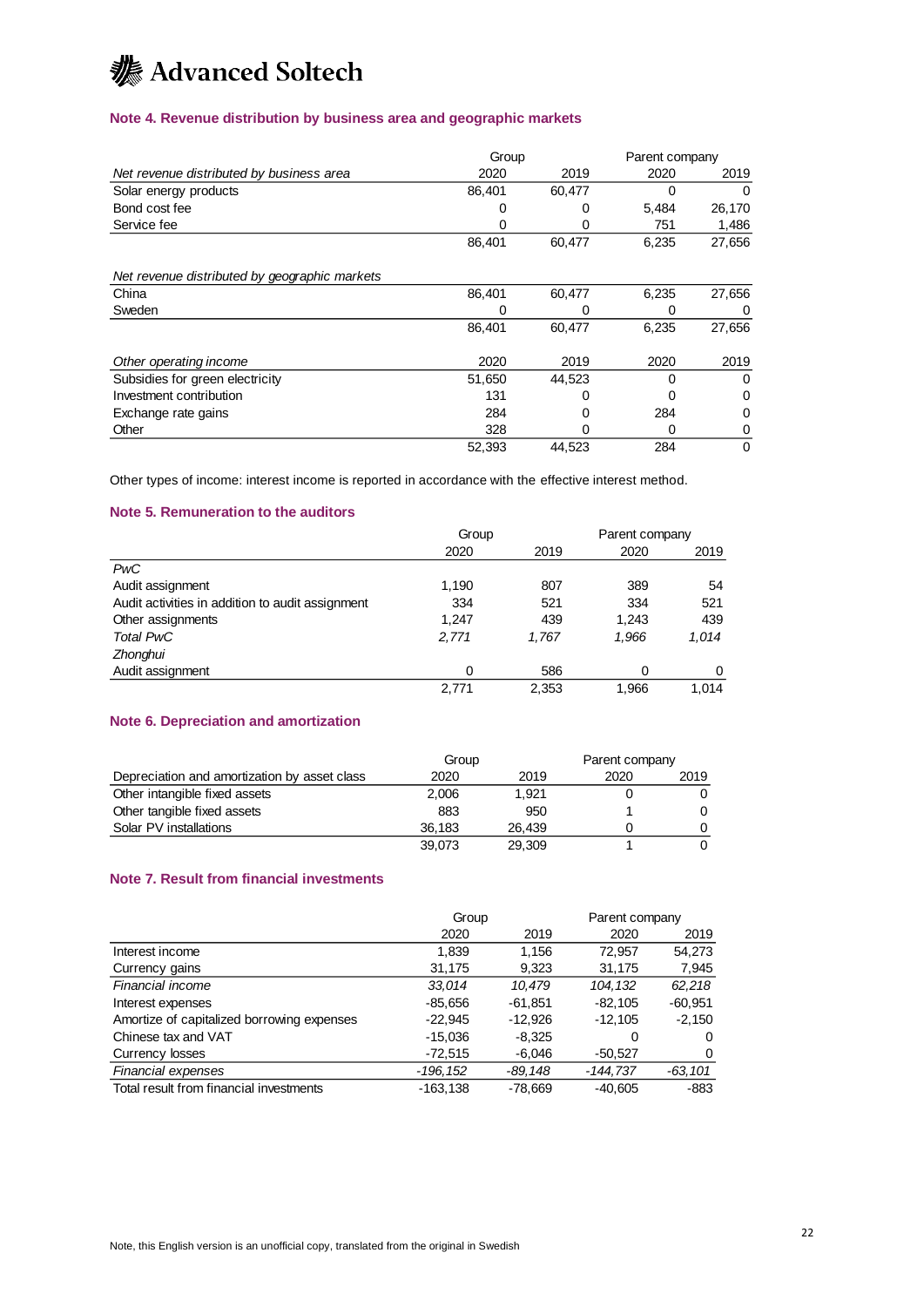## Note 4. Revenue distribution by business area and geographic markets

| | Group | | Parent company | |
|---|---|---|---|---|
| *Net revenue distributed by business area* | 2020 | 2019 | 2020 | 2019 |
| Solar energy products | 86,401 | 60,477 | 0 | 0 |
| Bond cost fee | 0 | 0 | 5,484 | 26,170 |
| Service fee | 0 | 0 | 751 | 1,486 |
| | 86,401 | 60,477 | 6,235 | 27,656 |
| | | | | |
| *Net revenue distributed by geographic markets* | | | | |
| China | 86,401 | 60,477 | 6,235 | 27,656 |
| Sweden | 0 | 0 | 0 | 0 |
| | 86,401 | 60,477 | 6,235 | 27,656 |
| | | | | |
| *Other operating income* | 2020 | 2019 | 2020 | 2019 |
| Subsidies for green electricity | 51,650 | 44,523 | 0 | 0 |
| Investment contribution | 131 | 0 | 0 | 0 |
| Exchange rate gains | 284 | 0 | 284 | 0 |
| Other | 328 | 0 | 0 | 0 |
| | 52,393 | 44,523 | 284 | 0 |

Other types of income: interest income is reported in accordance with the effective interest method.

## Note 5. Remuneration to the auditors

| | Group | | Parent company | |
|---|---|---|---|---|
| | 2020 | 2019 | 2020 | 2019 |
| *PwC* | | | | |
| Audit assignment | 1,190 | 807 | 389 | 54 |
| Audit activities in addition to audit assignment | 334 | 521 | 334 | 521 |
| Other assignments | 1,247 | 439 | 1,243 | 439 |
| *Total PwC* | *2,771* | *1,767* | *1,966* | *1,014* |
| *Zhonghui* | | | | |
| Audit assignment | 0 | 586 | 0 | 0 |
| | 2,771 | 2,353 | 1,966 | 1,014 |

## Note 6. Depreciation and amortization

| | Group | | Parent company | |
|---|---|---|---|---|
| Depreciation and amortization by asset class | 2020 | 2019 | 2020 | 2019 |
| Other intangible fixed assets | 2,006 | 1,921 | 0 | 0 |
| Other tangible fixed assets | 883 | 950 | 1 | 0 |
| Solar PV installations | 36,183 | 26,439 | 0 | 0 |
| | 39,073 | 29,309 | 1 | 0 |

## Note 7. Result from financial investments

| | Group | | Parent company | |
|---|---|---|---|---|
| | 2020 | 2019 | 2020 | 2019 |
| Interest income | 1,839 | 1,156 | 72,957 | 54,273 |
| Currency gains | 31,175 | 9,323 | 31,175 | 7,945 |
| *Financial income* | *33,014* | *10,479* | *104,132* | *62,218* |
| Interest expenses | -85,656 | -61,851 | -82,105 | -60,951 |
| Amortize of capitalized borrowing expenses | -22,945 | -12,926 | -12,105 | -2,150 |
| Chinese tax and VAT | -15,036 | -8,325 | 0 | 0 |
| Currency losses | -72,515 | -6,046 | -50,527 | 0 |
| *Financial expenses* | *-196,152* | *-89,148* | *-144,737* | *-63,101* |
| Total result from financial investments | -163,138 | -78,669 | -40,605 | -883 |

Note, this English version is an unofficial copy, translated from the original in Swedish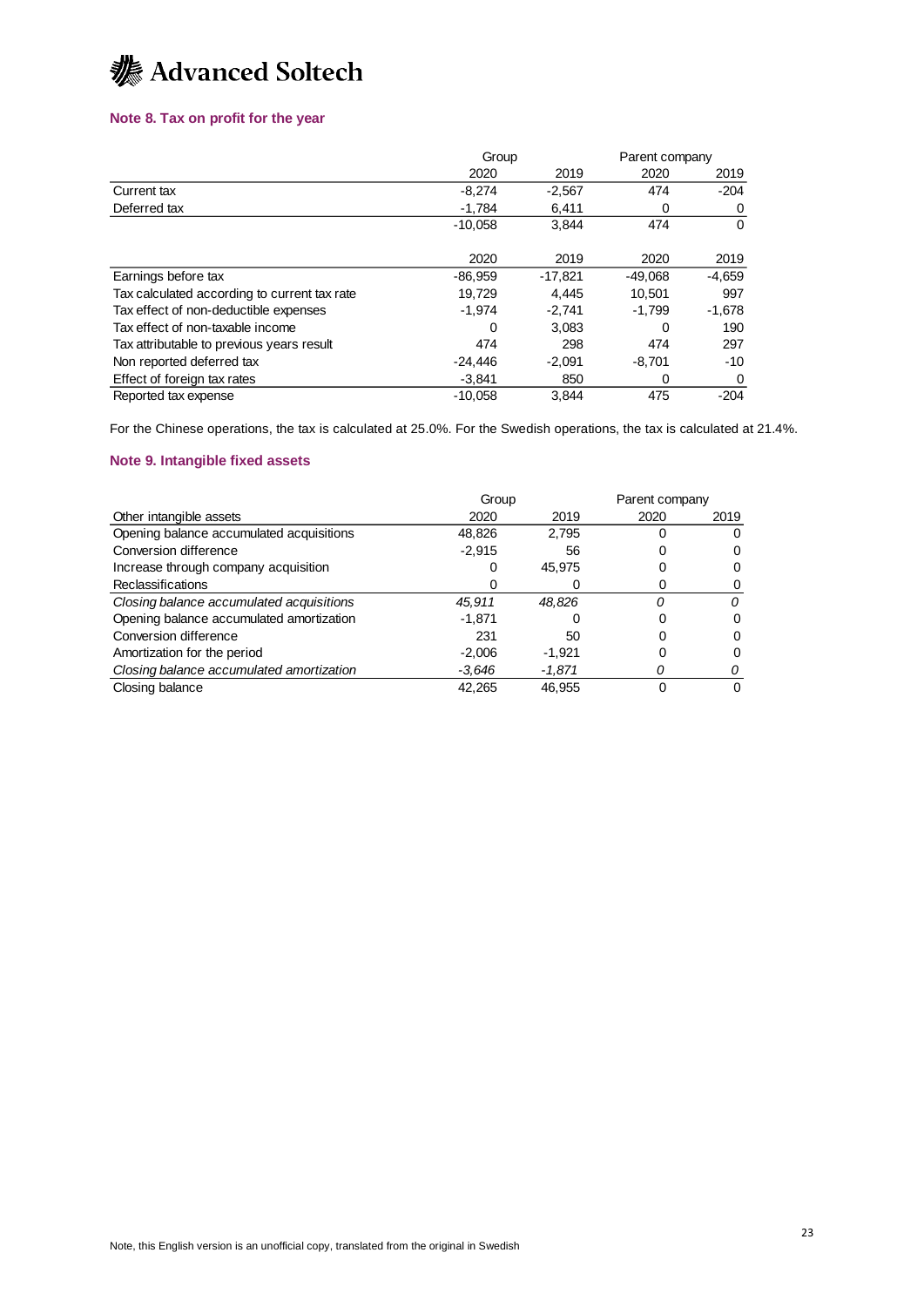### Note 8. Tax on profit for the year

| | Group | | Parent company | |
|---|---|---|---|---|
| | 2020 | 2019 | 2020 | 2019 |
| Current tax | -8,274 | -2,567 | 474 | -204 |
| Deferred tax | -1,784 | 6,411 | 0 | 0 |
| | -10,058 | 3,844 | 474 | 0 |

| | 2020 | 2019 | 2020 | 2019 |
|---|---|---|---|---|
| Earnings before tax | -86,959 | -17,821 | -49,068 | -4,659 |
| Tax calculated according to current tax rate | 19,729 | 4,445 | 10,501 | 997 |
| Tax effect of non-deductible expenses | -1,974 | -2,741 | -1,799 | -1,678 |
| Tax effect of non-taxable income | 0 | 3,083 | 0 | 190 |
| Tax attributable to previous years result | 474 | 298 | 474 | 297 |
| Non reported deferred tax | -24,446 | -2,091 | -8,701 | -10 |
| Effect of foreign tax rates | -3,841 | 850 | 0 | 0 |
| Reported tax expense | -10,058 | 3,844 | 475 | -204 |

For the Chinese operations, the tax is calculated at 25.0%. For the Swedish operations, the tax is calculated at 21.4%.

### Note 9. Intangible fixed assets

| | Group | | Parent company | |
|---|---|---|---|---|
| Other intangible assets | 2020 | 2019 | 2020 | 2019 |
| Opening balance accumulated acquisitions | 48,826 | 2,795 | 0 | 0 |
| Conversion difference | -2,915 | 56 | 0 | 0 |
| Increase through company acquisition | 0 | 45,975 | 0 | 0 |
| Reclassifications | 0 | 0 | 0 | 0 |
| *Closing balance accumulated acquisitions* | *45,911* | *48,826* | *0* | *0* |
| Opening balance accumulated amortization | -1,871 | 0 | 0 | 0 |
| Conversion difference | 231 | 50 | 0 | 0 |
| Amortization for the period | -2,006 | -1,921 | 0 | 0 |
| *Closing balance accumulated amortization* | *-3,646* | *-1,871* | *0* | *0* |
| Closing balance | 42,265 | 46,955 | 0 | 0 |

Note, this English version is an unofficial copy, translated from the original in Swedish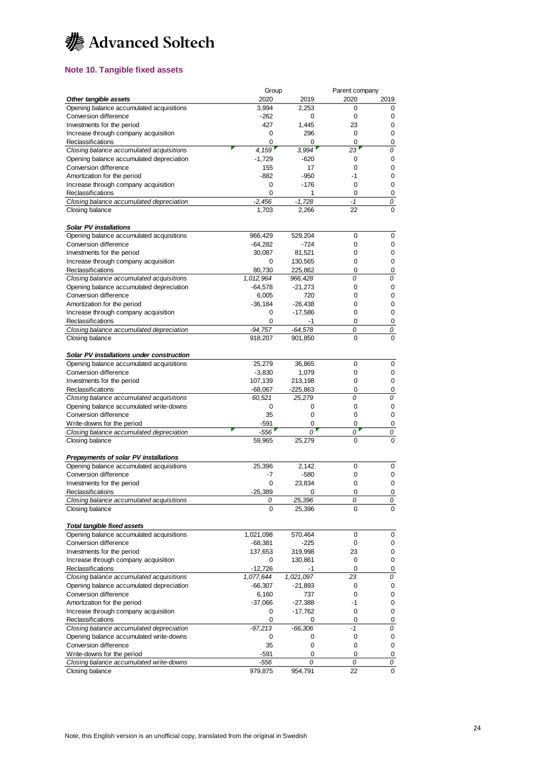## Note 10. Tangible fixed assets

| | Group | | Parent company | |
|---|---|---|---|---|
| ***Other tangible assets*** | 2020 | 2019 | 2020 | 2019 |
| Opening balance accumulated acquisitions | 3,994 | 2,253 | 0 | 0 |
| Conversion difference | -262 | 0 | 0 | 0 |
| Investments for the period | 427 | 1,445 | 23 | 0 |
| Increase through company acquisition | 0 | 296 | 0 | 0 |
| Reclassifications | 0 | 0 | 0 | 0 |
| *Closing balance accumulated acquisitions* | *4,159* | *3,994* | *23* | *0* |
| Opening balance accumulated depreciation | -1,729 | -620 | 0 | 0 |
| Conversion difference | 155 | 17 | 0 | 0 |
| Amortization for the period | -882 | -950 | -1 | 0 |
| Increase through company acquisition | 0 | -176 | 0 | 0 |
| Reclassifications | 0 | 1 | 0 | 0 |
| *Closing balance accumulated depreciation* | *-2,456* | *-1,728* | *-1* | *0* |
| Closing balance | 1,703 | 2,266 | 22 | 0 |
| | | | | |
| ***Solar PV installations*** | | | | |
| Opening balance accumulated acquisitions | 966,429 | 529,204 | 0 | 0 |
| Conversion difference | -64,282 | -724 | 0 | 0 |
| Investments for the period | 30,087 | 81,521 | 0 | 0 |
| Increase through company acquisition | 0 | 130,565 | 0 | 0 |
| Reclassifications | 80,730 | 225,862 | 0 | 0 |
| *Closing balance accumulated acquisitions* | *1,012,964* | *966,428* | *0* | *0* |
| Opening balance accumulated depreciation | -64,578 | -21,273 | 0 | 0 |
| Conversion difference | 6,005 | 720 | 0 | 0 |
| Amortization for the period | -36,184 | -26,438 | 0 | 0 |
| Increase through company acquisition | 0 | -17,586 | 0 | 0 |
| Reclassifications | 0 | -1 | 0 | 0 |
| *Closing balance accumulated depreciation* | *-94,757* | *-64,578* | *0* | *0* |
| Closing balance | 918,207 | 901,850 | 0 | 0 |
| | | | | |
| ***Solar PV installations under construction*** | | | | |
| Opening balance accumulated acquisitions | 25,279 | 36,865 | 0 | 0 |
| Conversion difference | -3,830 | 1,079 | 0 | 0 |
| Investments for the period | 107,139 | 213,198 | 0 | 0 |
| Reclassifications | -68,067 | -225,863 | 0 | 0 |
| *Closing balance accumulated acquisitions* | *60,521* | *25,279* | *0* | *0* |
| Opening balance accumulated write-downs | 0 | 0 | 0 | 0 |
| Conversion difference | 35 | 0 | 0 | 0 |
| Write-downs for the period | -591 | 0 | 0 | 0 |
| *Closing balance accumulated depreciation* | *-556* | *0* | *0* | *0* |
| Closing balance | 59,965 | 25,279 | 0 | 0 |
| | | | | |
| ***Prepayments of solar PV installations*** | | | | |
| Opening balance accumulated acquisitions | 25,396 | 2,142 | 0 | 0 |
| Conversion difference | -7 | -580 | 0 | 0 |
| Investments for the period | 0 | 23,834 | 0 | 0 |
| Reclassifications | -25,389 | 0 | 0 | 0 |
| *Closing balance accumulated acquisitions* | *0* | *25,396* | *0* | *0* |
| Closing balance | 0 | 25,396 | 0 | 0 |
| | | | | |
| ***Total tangible fixed assets*** | | | | |
| Opening balance accumulated acquisitions | 1,021,098 | 570,464 | 0 | 0 |
| Conversion difference | -68,381 | -225 | 0 | 0 |
| Investments for the period | 137,653 | 319,998 | 23 | 0 |
| Increase through company acquisition | 0 | 130,861 | 0 | 0 |
| Reclassifications | -12,726 | -1 | 0 | 0 |
| *Closing balance accumulated acquisitions* | *1,077,644* | *1,021,097* | *23* | *0* |
| Opening balance accumulated depreciation | -66,307 | -21,893 | 0 | 0 |
| Conversion difference | 6,160 | 737 | 0 | 0 |
| Amortization for the period | -37,066 | -27,388 | -1 | 0 |
| Increase through company acquisition | 0 | -17,762 | 0 | 0 |
| Reclassifications | 0 | 0 | 0 | 0 |
| *Closing balance accumulated depreciation* | *-97,213* | *-66,306* | *-1* | *0* |
| Opening balance accumulated write-downs | 0 | 0 | 0 | 0 |
| Conversion difference | 35 | 0 | 0 | 0 |
| Write-downs for the period | -591 | 0 | 0 | 0 |
| *Closing balance accumulated write-downs* | *-556* | *0* | *0* | *0* |
| Closing balance | 979,875 | 954,791 | 22 | 0 |

Note, this English version is an unofficial copy, translated from the original in Swedish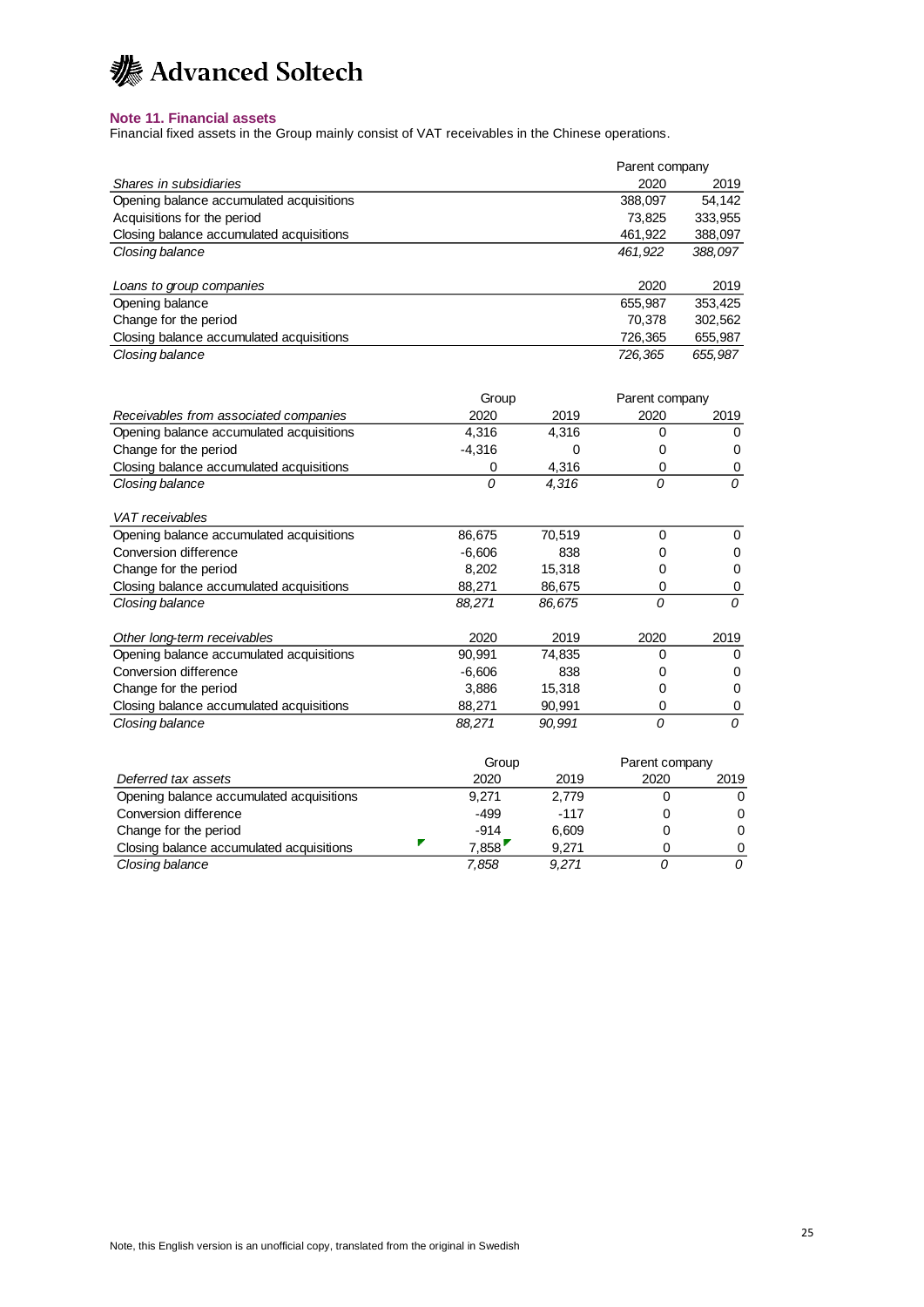## Note 11. Financial assets

Financial fixed assets in the Group mainly consist of VAT receivables in the Chinese operations.

| | Parent company | |
|---|---|---|
| *Shares in subsidiaries* | 2020 | 2019 |
| Opening balance accumulated acquisitions | 388,097 | 54,142 |
| Acquisitions for the period | 73,825 | 333,955 |
| Closing balance accumulated acquisitions | 461,922 | 388,097 |
| *Closing balance* | *461,922* | *388,097* |

| *Loans to group companies* | 2020 | 2019 |
|---|---|---|
| Opening balance | 655,987 | 353,425 |
| Change for the period | 70,378 | 302,562 |
| Closing balance accumulated acquisitions | 726,365 | 655,987 |
| *Closing balance* | *726,365* | *655,987* |

| | Group | | Parent company | |
|---|---|---|---|---|
| *Receivables from associated companies* | 2020 | 2019 | 2020 | 2019 |
| Opening balance accumulated acquisitions | 4,316 | 4,316 | 0 | 0 |
| Change for the period | -4,316 | 0 | 0 | 0 |
| Closing balance accumulated acquisitions | 0 | 4,316 | 0 | 0 |
| *Closing balance* | *0* | *4,316* | *0* | *0* |
| | | | | |
| *VAT receivables* | | | | |
| Opening balance accumulated acquisitions | 86,675 | 70,519 | 0 | 0 |
| Conversion difference | -6,606 | 838 | 0 | 0 |
| Change for the period | 8,202 | 15,318 | 0 | 0 |
| Closing balance accumulated acquisitions | 88,271 | 86,675 | 0 | 0 |
| *Closing balance* | *88,271* | *86,675* | *0* | *0* |
| | | | | |
| *Other long-term receivables* | 2020 | 2019 | 2020 | 2019 |
| Opening balance accumulated acquisitions | 90,991 | 74,835 | 0 | 0 |
| Conversion difference | -6,606 | 838 | 0 | 0 |
| Change for the period | 3,886 | 15,318 | 0 | 0 |
| Closing balance accumulated acquisitions | 88,271 | 90,991 | 0 | 0 |
| *Closing balance* | *88,271* | *90,991* | *0* | *0* |

| | Group | | Parent company | |
|---|---|---|---|---|
| *Deferred tax assets* | 2020 | 2019 | 2020 | 2019 |
| Opening balance accumulated acquisitions | 9,271 | 2,779 | 0 | 0 |
| Conversion difference | -499 | -117 | 0 | 0 |
| Change for the period | -914 | 6,609 | 0 | 0 |
| Closing balance accumulated acquisitions | 7,858 | 9,271 | 0 | 0 |
| *Closing balance* | *7,858* | *9,271* | *0* | *0* |

Note, this English version is an unofficial copy, translated from the original in Swedish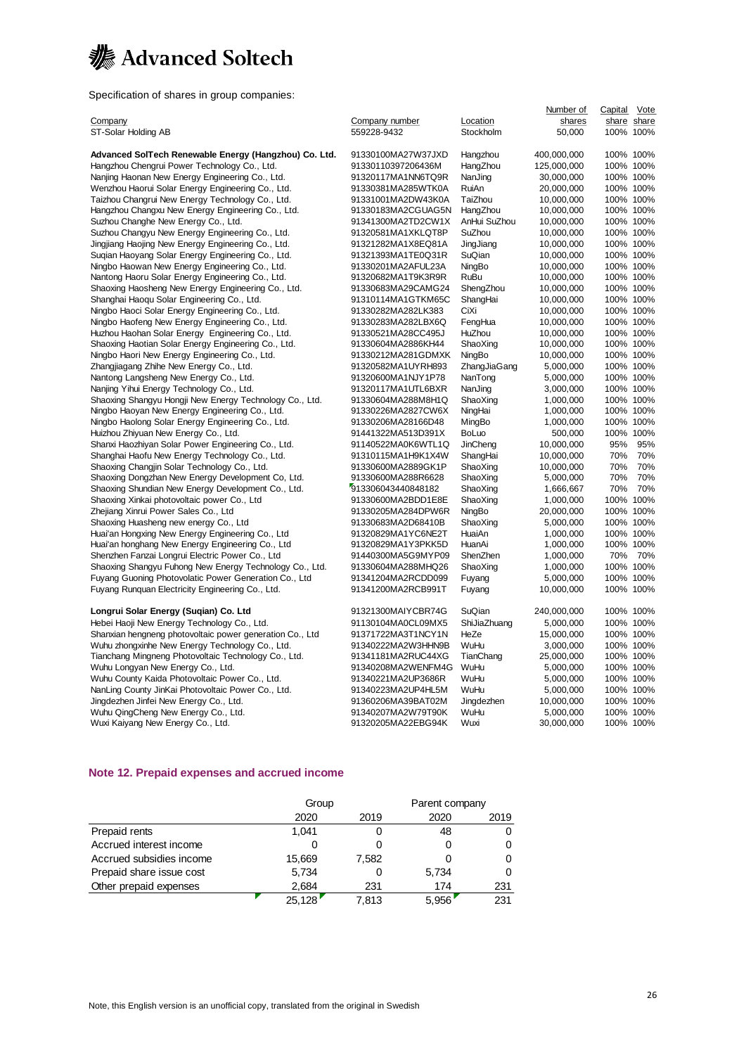Specification of shares in group companies:

| Company | Company number | Location | Number of shares | Capital share | Vote share |
|---|---|---|---|---|---|
| ST-Solar Holding AB | 559228-9432 | Stockholm | 50,000 | 100% | 100% |
| | | | | | |
| **Advanced SolTech Renewable Energy (Hangzhou) Co. Ltd.** | 91330100MA27W37JXD | Hangzhou | 400,000,000 | 100% | 100% |
| Hangzhou Chengrui Power Technology Co., Ltd. | 91330110397206436M | HangZhou | 125,000,000 | 100% | 100% |
| Nanjing Haonan New Energy Engineering Co., Ltd. | 91320117MA1NN6TQ9R | NanJing | 30,000,000 | 100% | 100% |
| Wenzhou Haorui Solar Energy Engineering Co., Ltd. | 91330381MA285WTK0A | RuiAn | 20,000,000 | 100% | 100% |
| Taizhou Changrui New Energy Technology Co., Ltd. | 91331001MA2DW43K0A | TaiZhou | 10,000,000 | 100% | 100% |
| Hangzhou Changxu New Energy Engineering Co., Ltd. | 91330183MA2CGUAG5N | HangZhou | 10,000,000 | 100% | 100% |
| Suzhou Changhe New Energy Co., Ltd. | 91341300MA2TD2CW1X | AnHui SuZhou | 10,000,000 | 100% | 100% |
| Suzhou Changyu New Energy Engineering Co., Ltd. | 91320581MA1XKLQT8P | SuZhou | 10,000,000 | 100% | 100% |
| Jingjiang Haojing New Energy Engineering Co., Ltd. | 91321282MA1X8EQ81A | JingJiang | 10,000,000 | 100% | 100% |
| Suqian Haoyang Solar Energy Engineering Co., Ltd. | 91321393MA1TE0Q31R | SuQian | 10,000,000 | 100% | 100% |
| Ningbo Haowan New Energy Engineering Co., Ltd. | 91330201MA2AFUL23A | NingBo | 10,000,000 | 100% | 100% |
| Nantong Haoru Solar Energy Engineering Co., Ltd. | 91320682MA1T9K3R9R | RuBu | 10,000,000 | 100% | 100% |
| Shaoxing Haosheng New Energy Engineering Co., Ltd. | 91330683MA29CAMG24 | ShengZhou | 10,000,000 | 100% | 100% |
| Shanghai Haoqu Solar Engineering Co., Ltd. | 91310114MA1GTKM65C | ShangHai | 10,000,000 | 100% | 100% |
| Ningbo Haoci Solar Energy Engineering Co., Ltd. | 91330282MA282LK383 | CiXi | 10,000,000 | 100% | 100% |
| Ningbo Haofeng New Energy Engineering Co., Ltd. | 91330283MA282LBX6Q | FengHua | 10,000,000 | 100% | 100% |
| Huzhou Haohan Solar Energy Engineering Co., Ltd. | 91330521MA28CC495J | HuZhou | 10,000,000 | 100% | 100% |
| Shaoxing Haotian Solar Energy Engineering Co., Ltd. | 91330604MA2886KH44 | ShaoXing | 10,000,000 | 100% | 100% |
| Ningbo Haori New Energy Engineering Co., Ltd. | 91330212MA281GDMXK | NingBo | 10,000,000 | 100% | 100% |
| Zhangjiagang Zhihe New Energy Co., Ltd. | 91320582MA1UYRH893 | ZhangJiaGang | 5,000,000 | 100% | 100% |
| Nantong Langsheng New Energy Co., Ltd. | 91320600MA1NJY1P78 | NanTong | 5,000,000 | 100% | 100% |
| Nanjing Yihui Energy Technology Co., Ltd. | 91320117MA1UTL6BXR | NanJing | 3,000,000 | 100% | 100% |
| Shaoxing Shangyu Hongji New Energy Technology Co., Ltd. | 91330604MA288M8H1Q | ShaoXing | 1,000,000 | 100% | 100% |
| Ningbo Haoyan New Energy Engineering Co., Ltd. | 91330226MA2827CW6X | NingHai | 1,000,000 | 100% | 100% |
| Ningbo Haolong Solar Energy Engineering Co., Ltd. | 91330206MA28166D48 | MingBo | 1,000,000 | 100% | 100% |
| Huizhou Zhiyuan New Energy Co., Ltd. | 91441322MA513D391X | BoLuo | 500,000 | 100% | 100% |
| Shanxi Haozhiyan Solar Power Engineering Co., Ltd. | 91140522MA0K6WTL1Q | JinCheng | 10,000,000 | 95% | 95% |
| Shanghai Haofu New Energy Technology Co., Ltd. | 91310115MA1H9K1X4W | ShangHai | 10,000,000 | 70% | 70% |
| Shaoxing Changjin Solar Technology Co., Ltd. | 91330600MA2889GK1P | ShaoXing | 10,000,000 | 70% | 70% |
| Shaoxing Dongzhan New Energy Development Co, Ltd. | 91330600MA288R6628 | ShaoXing | 5,000,000 | 70% | 70% |
| Shaoxing Shundian New Energy Development Co., Ltd. | 913306043440848182 | ShaoXing | 1,666,667 | 70% | 70% |
| Shaoxing Xinkai photovoltaic power Co., Ltd | 91330600MA2BDD1E8E | ShaoXing | 1,000,000 | 100% | 100% |
| Zhejiang Xinrui Power Sales Co., Ltd | 91330205MA284DPW6R | NingBo | 20,000,000 | 100% | 100% |
| Shaoxing Huasheng new energy Co., Ltd | 91330683MA2D68410B | ShaoXing | 5,000,000 | 100% | 100% |
| Huai'an Hongxing New Energy Engineering Co., Ltd | 91320829MA1YC6NE2T | HuaiAn | 1,000,000 | 100% | 100% |
| Huai'an honghang New Energy Engineering Co., Ltd | 91320829MA1Y3PKK5D | HuanAi | 1,000,000 | 100% | 100% |
| Shenzhen Fanzai Longrui Electric Power Co., Ltd | 91440300MA5G9MYP09 | ShenZhen | 1,000,000 | 70% | 70% |
| Shaoxing Shangyu Fuhong New Energy Technology Co., Ltd. | 91330604MA288MHQ26 | ShaoXing | 1,000,000 | 100% | 100% |
| Fuyang Guoning Photovoltaic Power Generation Co., Ltd | 91341204MA2RCDD099 | Fuyang | 5,000,000 | 100% | 100% |
| Fuyang Runquan Electricity Engineering Co., Ltd. | 91341200MA2RCB991T | Fuyang | 10,000,000 | 100% | 100% |
| | | | | | |
| **Longrui Solar Energy (Suqian) Co. Ltd** | 91321300MAIYCBR74G | SuQian | 240,000,000 | 100% | 100% |
| Hebei Haoji New Energy Technology Co., Ltd. | 91130104MA0CL09MX5 | ShiJiaZhuang | 5,000,000 | 100% | 100% |
| Shanxian hengneng photovoltaic power generation Co., Ltd | 91371722MA3T1NCY1N | HeZe | 15,000,000 | 100% | 100% |
| Wuhu zhongxinhe New Energy Technology Co., Ltd. | 91340222MA2W3HHN9B | WuHu | 3,000,000 | 100% | 100% |
| Tianchang Mingneng Photovoltaic Technology Co., Ltd. | 91341181MA2RUC44XG | TianChang | 25,000,000 | 100% | 100% |
| Wuhu Longyan New Energy Co., Ltd. | 91340208MA2WENFM4G | WuHu | 5,000,000 | 100% | 100% |
| Wuhu County Kaida Photovoltaic Power Co., Ltd. | 91340221MA2UP3686R | WuHu | 5,000,000 | 100% | 100% |
| NanLing County JinKai Photovoltaic Power Co., Ltd. | 91340223MA2UP4HL5M | WuHu | 5,000,000 | 100% | 100% |
| Jingdezhen Jinfei New Energy Co., Ltd. | 91360206MA39BAT02M | Jingdezhen | 10,000,000 | 100% | 100% |
| Wuhu QingCheng New Energy Co., Ltd. | 91340207MA2W79T90K | WuHu | 5,000,000 | 100% | 100% |
| Wuxi Kaiyang New Energy Co., Ltd. | 91320205MA22EBG94K | Wuxi | 30,000,000 | 100% | 100% |

## Note 12. Prepaid expenses and accrued income

| | Group | | Parent company | |
|---|---|---|---|---|
| | 2020 | 2019 | 2020 | 2019 |
| Prepaid rents | 1,041 | 0 | 48 | 0 |
| Accrued interest income | 0 | 0 | 0 | 0 |
| Accrued subsidies income | 15,669 | 7,582 | 0 | 0 |
| Prepaid share issue cost | 5,734 | 0 | 5,734 | 0 |
| Other prepaid expenses | 2,684 | 231 | 174 | 231 |
| | 25,128 | 7,813 | 5,956 | 231 |

Note, this English version is an unofficial copy, translated from the original in Swedish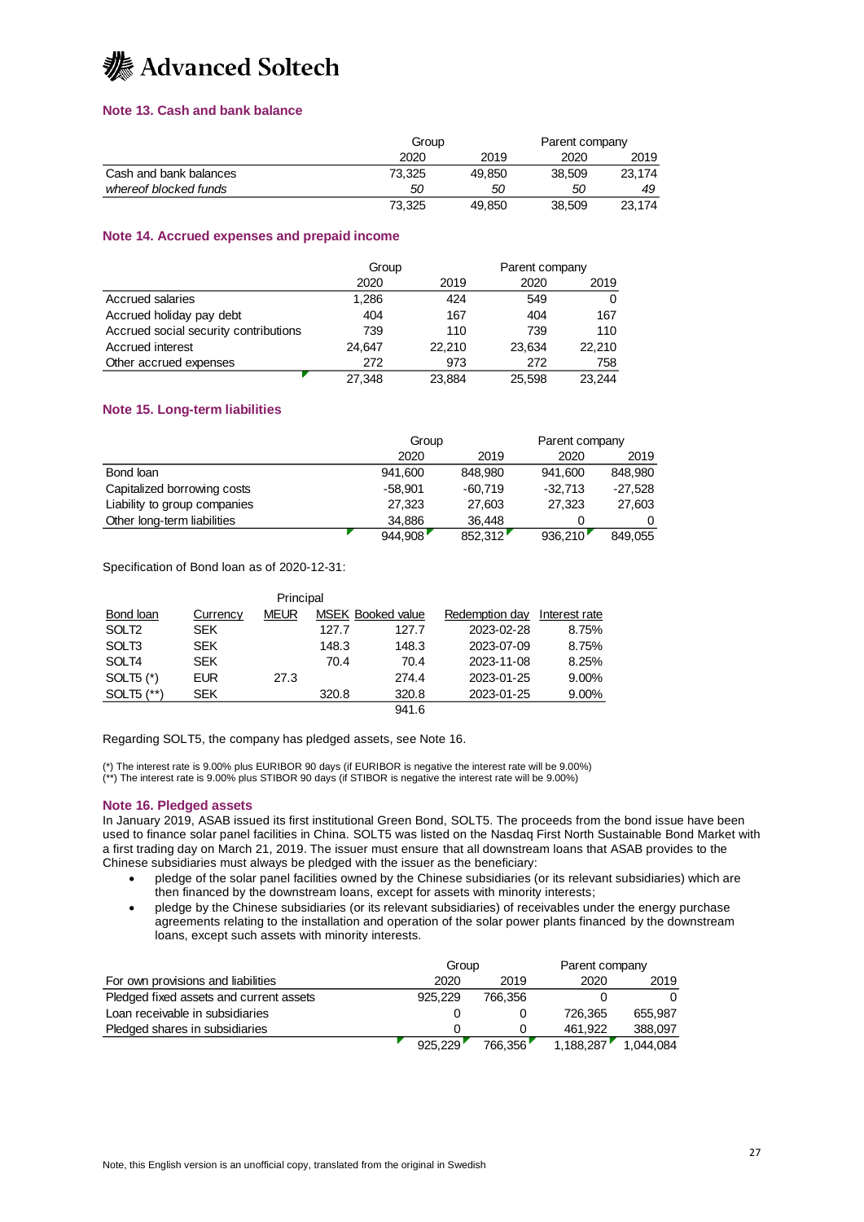# Advanced Soltech

### Note 13. Cash and bank balance

| | Group | | Parent company | |
|---|---|---|---|---|
| | 2020 | 2019 | 2020 | 2019 |
| Cash and bank balances | 73,325 | 49,850 | 38,509 | 23,174 |
| *whereof blocked funds* | *50* | *50* | *50* | *49* |
| | 73,325 | 49,850 | 38,509 | 23,174 |

### Note 14. Accrued expenses and prepaid income

| | Group | | Parent company | |
|---|---|---|---|---|
| | 2020 | 2019 | 2020 | 2019 |
| Accrued salaries | 1,286 | 424 | 549 | 0 |
| Accrued holiday pay debt | 404 | 167 | 404 | 167 |
| Accrued social security contributions | 739 | 110 | 739 | 110 |
| Accrued interest | 24,647 | 22,210 | 23,634 | 22,210 |
| Other accrued expenses | 272 | 973 | 272 | 758 |
| | 27,348 | 23,884 | 25,598 | 23,244 |

### Note 15. Long-term liabilities

| | Group | | Parent company | |
|---|---|---|---|---|
| | 2020 | 2019 | 2020 | 2019 |
| Bond loan | 941,600 | 848,980 | 941,600 | 848,980 |
| Capitalized borrowing costs | -58,901 | -60,719 | -32,713 | -27,528 |
| Liability to group companies | 27,323 | 27,603 | 27,323 | 27,603 |
| Other long-term liabilities | 34,886 | 36,448 | 0 | 0 |
| | 944,908 | 852,312 | 936,210 | 849,055 |

Specification of Bond loan as of 2020-12-31:

| | | Principal | | | | |
|---|---|---|---|---|---|---|
| Bond loan | Currency | MEUR | MSEK | Booked value | Redemption day | Interest rate |
| SOLT2 | SEK | | 127.7 | 127.7 | 2023-02-28 | 8.75% |
| SOLT3 | SEK | | 148.3 | 148.3 | 2023-07-09 | 8.75% |
| SOLT4 | SEK | | 70.4 | 70.4 | 2023-11-08 | 8.25% |
| SOLT5 (*) | EUR | 27.3 | | 274.4 | 2023-01-25 | 9.00% |
| SOLT5 (**) | SEK | | 320.8 | 320.8 | 2023-01-25 | 9.00% |
| | | | | 941.6 | | |

Regarding SOLT5, the company has pledged assets, see Note 16.

(*) The interest rate is 9.00% plus EURIBOR 90 days (if EURIBOR is negative the interest rate will be 9.00%)
(**) The interest rate is 9.00% plus STIBOR 90 days (if STIBOR is negative the interest rate will be 9.00%)

### Note 16. Pledged assets

In January 2019, ASAB issued its first institutional Green Bond, SOLT5. The proceeds from the bond issue have been used to finance solar panel facilities in China. SOLT5 was listed on the Nasdaq First North Sustainable Bond Market with a first trading day on March 21, 2019. The issuer must ensure that all downstream loans that ASAB provides to the Chinese subsidiaries must always be pledged with the issuer as the beneficiary:

- pledge of the solar panel facilities owned by the Chinese subsidiaries (or its relevant subsidiaries) which are then financed by the downstream loans, except for assets with minority interests;
- pledge by the Chinese subsidiaries (or its relevant subsidiaries) of receivables under the energy purchase agreements relating to the installation and operation of the solar power plants financed by the downstream loans, except such assets with minority interests.

| | Group | | Parent company | |
|---|---|---|---|---|
| For own provisions and liabilities | 2020 | 2019 | 2020 | 2019 |
| Pledged fixed assets and current assets | 925,229 | 766,356 | 0 | 0 |
| Loan receivable in subsidiaries | 0 | 0 | 726,365 | 655,987 |
| Pledged shares in subsidiaries | 0 | 0 | 461,922 | 388,097 |
| | 925,229 | 766,356 | 1,188,287 | 1,044,084 |

Note, this English version is an unofficial copy, translated from the original in Swedish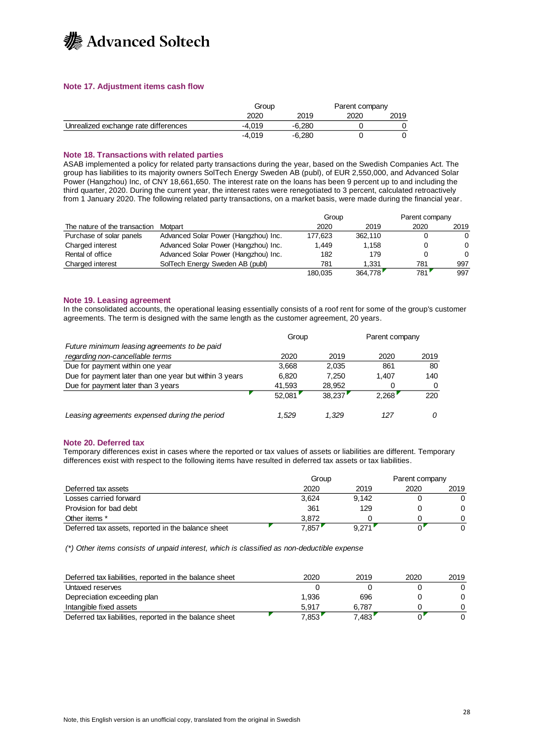## Note 17. Adjustment items cash flow

| | Group | | Parent company | |
|---|---|---|---|---|
| | 2020 | 2019 | 2020 | 2019 |
| Unrealized exchange rate differences | -4,019 | -6,280 | 0 | 0 |
| | -4,019 | -6,280 | 0 | 0 |

## Note 18. Transactions with related parties

ASAB implemented a policy for related party transactions during the year, based on the Swedish Companies Act. The group has liabilities to its majority owners SolTech Energy Sweden AB (publ), of EUR 2,550,000, and Advanced Solar Power (Hangzhou) Inc, of CNY 18,661,650. The interest rate on the loans has been 9 percent up to and including the third quarter, 2020. During the current year, the interest rates were renegotiated to 3 percent, calculated retroactively from 1 January 2020. The following related party transactions, on a market basis, were made during the financial year.

| | | Group | | Parent company | |
|---|---|---|---|---|---|
| The nature of the transaction | Motpart | 2020 | 2019 | 2020 | 2019 |
| Purchase of solar panels | Advanced Solar Power (Hangzhou) Inc. | 177,623 | 362,110 | 0 | 0 |
| Charged interest | Advanced Solar Power (Hangzhou) Inc. | 1,449 | 1,158 | 0 | 0 |
| Rental of office | Advanced Solar Power (Hangzhou) Inc. | 182 | 179 | 0 | 0 |
| Charged interest | SolTech Energy Sweden AB (publ) | 781 | 1,331 | 781 | 997 |
| | | 180,035 | 364,778 | 781 | 997 |

## Note 19. Leasing agreement

In the consolidated accounts, the operational leasing essentially consists of a roof rent for some of the group's customer agreements. The term is designed with the same length as the customer agreement, 20 years.

| | Group | | Parent company | |
|---|---|---|---|---|
| *Future minimum leasing agreements to be paid regarding non-cancellable terms* | 2020 | 2019 | 2020 | 2019 |
| Due for payment within one year | 3,668 | 2,035 | 861 | 80 |
| Due for payment later than one year but within 3 years | 6,820 | 7,250 | 1,407 | 140 |
| Due for payment later than 3 years | 41,593 | 28,952 | 0 | 0 |
| | 52,081 | 38,237 | 2,268 | 220 |
| *Leasing agreements expensed during the period* | *1,529* | *1,329* | *127* | *0* |

## Note 20. Deferred tax

Temporary differences exist in cases where the reported or tax values of assets or liabilities are different. Temporary differences exist with respect to the following items have resulted in deferred tax assets or tax liabilities.

| | Group | | Parent company | |
|---|---|---|---|---|
| Deferred tax assets | 2020 | 2019 | 2020 | 2019 |
| Losses carried forward | 3,624 | 9,142 | 0 | 0 |
| Provision for bad debt | 361 | 129 | 0 | 0 |
| Other items * | 3,872 | 0 | 0 | 0 |
| Deferred tax assets, reported in the balance sheet | 7,857 | 9,271 | 0 | 0 |

*(\*) Other items consists of unpaid interest, which is classified as non-deductible expense*

| Deferred tax liabilities, reported in the balance sheet | 2020 | 2019 | 2020 | 2019 |
|---|---|---|---|---|
| Untaxed reserves | 0 | 0 | 0 | 0 |
| Depreciation exceeding plan | 1,936 | 696 | 0 | 0 |
| Intangible fixed assets | 5,917 | 6,787 | 0 | 0 |
| Deferred tax liabilities, reported in the balance sheet | 7,853 | 7,483 | 0 | 0 |

Note, this English version is an unofficial copy, translated from the original in Swedish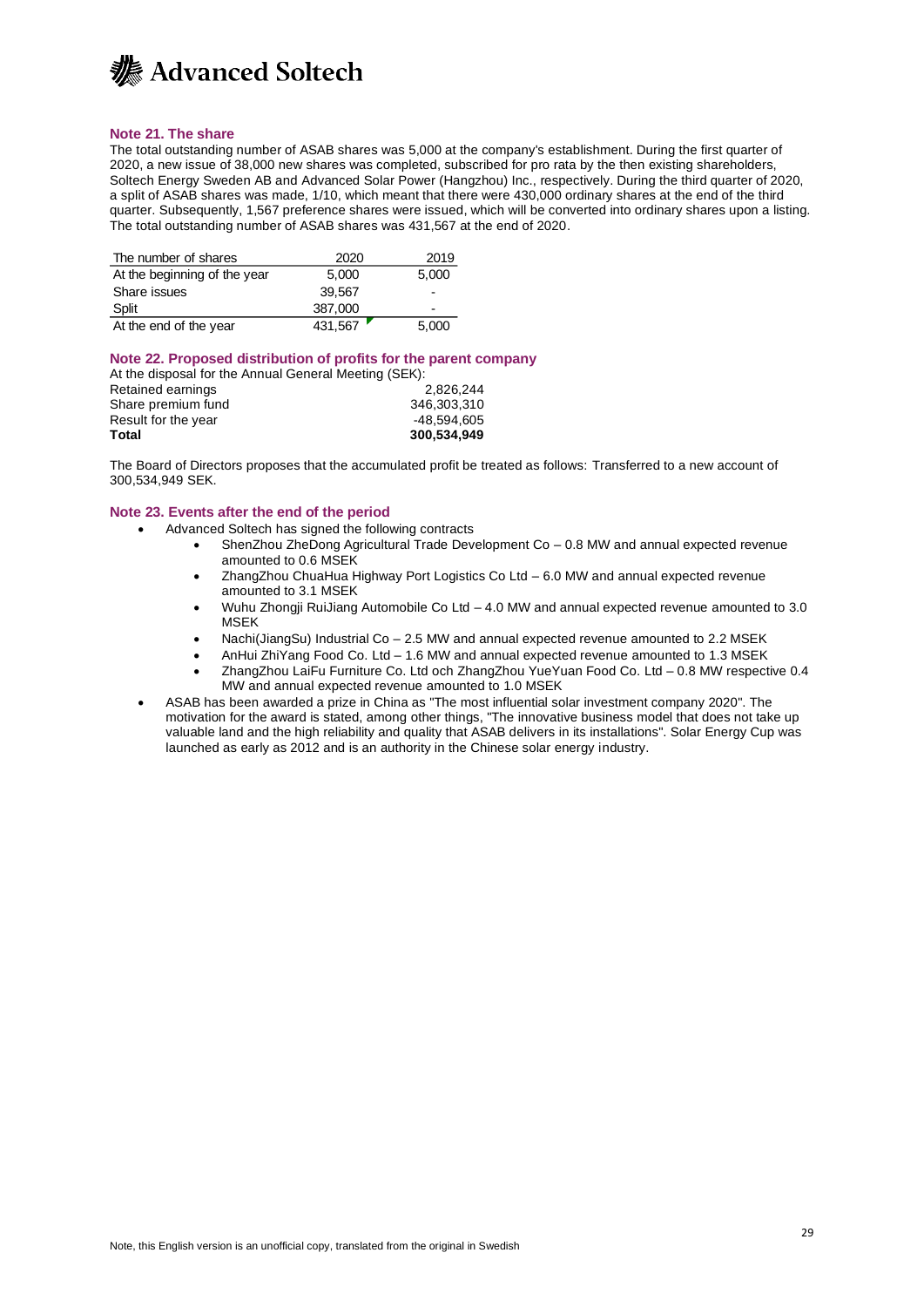## Note 21. The share

The total outstanding number of ASAB shares was 5,000 at the company's establishment. During the first quarter of 2020, a new issue of 38,000 new shares was completed, subscribed for pro rata by the then existing shareholders, Soltech Energy Sweden AB and Advanced Solar Power (Hangzhou) Inc., respectively. During the third quarter of 2020, a split of ASAB shares was made, 1/10, which meant that there were 430,000 ordinary shares at the end of the third quarter. Subsequently, 1,567 preference shares were issued, which will be converted into ordinary shares upon a listing. The total outstanding number of ASAB shares was 431,567 at the end of 2020.

| The number of shares | 2020 | 2019 |
|---|---|---|
| At the beginning of the year | 5,000 | 5,000 |
| Share issues | 39,567 | - |
| Split | 387,000 | - |
| At the end of the year | 431,567 | 5,000 |

## Note 22. Proposed distribution of profits for the parent company

At the disposal for the Annual General Meeting (SEK):

| | |
|---|---|
| Retained earnings | 2,826,244 |
| Share premium fund | 346,303,310 |
| Result for the year | -48,594,605 |
| **Total** | **300,534,949** |

The Board of Directors proposes that the accumulated profit be treated as follows: Transferred to a new account of 300,534,949 SEK.

## Note 23. Events after the end of the period

- Advanced Soltech has signed the following contracts
  - ShenZhou ZheDong Agricultural Trade Development Co – 0.8 MW and annual expected revenue amounted to 0.6 MSEK
  - ZhangZhou ChuaHua Highway Port Logistics Co Ltd – 6.0 MW and annual expected revenue amounted to 3.1 MSEK
  - Wuhu Zhongji RuiJiang Automobile Co Ltd – 4.0 MW and annual expected revenue amounted to 3.0 MSEK
  - Nachi(JiangSu) Industrial Co – 2.5 MW and annual expected revenue amounted to 2.2 MSEK
  - AnHui ZhiYang Food Co. Ltd – 1.6 MW and annual expected revenue amounted to 1.3 MSEK
  - ZhangZhou LaiFu Furniture Co. Ltd och ZhangZhou YueYuan Food Co. Ltd – 0.8 MW respective 0.4 MW and annual expected revenue amounted to 1.0 MSEK
- ASAB has been awarded a prize in China as "The most influential solar investment company 2020". The motivation for the award is stated, among other things, "The innovative business model that does not take up valuable land and the high reliability and quality that ASAB delivers in its installations". Solar Energy Cup was launched as early as 2012 and is an authority in the Chinese solar energy industry.

Note, this English version is an unofficial copy, translated from the original in Swedish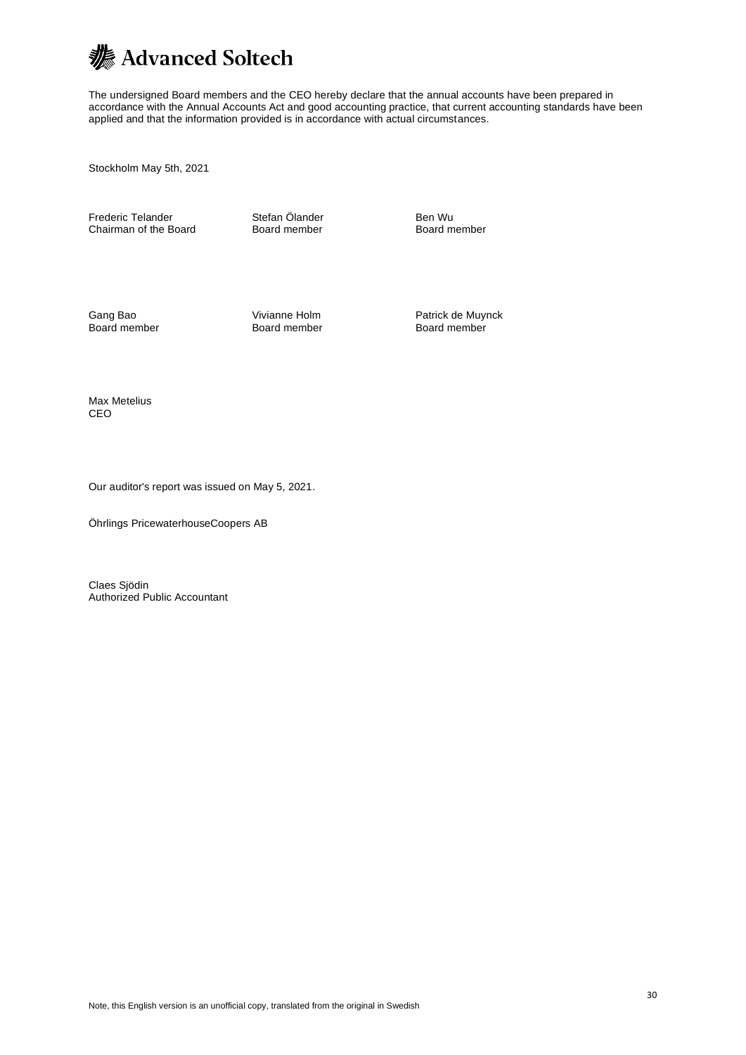The undersigned Board members and the CEO hereby declare that the annual accounts have been prepared in accordance with the Annual Accounts Act and good accounting practice, that current accounting standards have been applied and that the information provided is in accordance with actual circumstances.

Stockholm May 5th, 2021

| | | |
|---|---|---|
| Frederic Telander<br>Chairman of the Board | Stefan Ölander<br>Board member | Ben Wu<br>Board member |
| Gang Bao<br>Board member | Vivianne Holm<br>Board member | Patrick de Muynck<br>Board member |

Max Metelius
CEO

Our auditor's report was issued on May 5, 2021.

Öhrlings PricewaterhouseCoopers AB

Claes Sjödin
Authorized Public Accountant

Note, this English version is an unofficial copy, translated from the original in Swedish